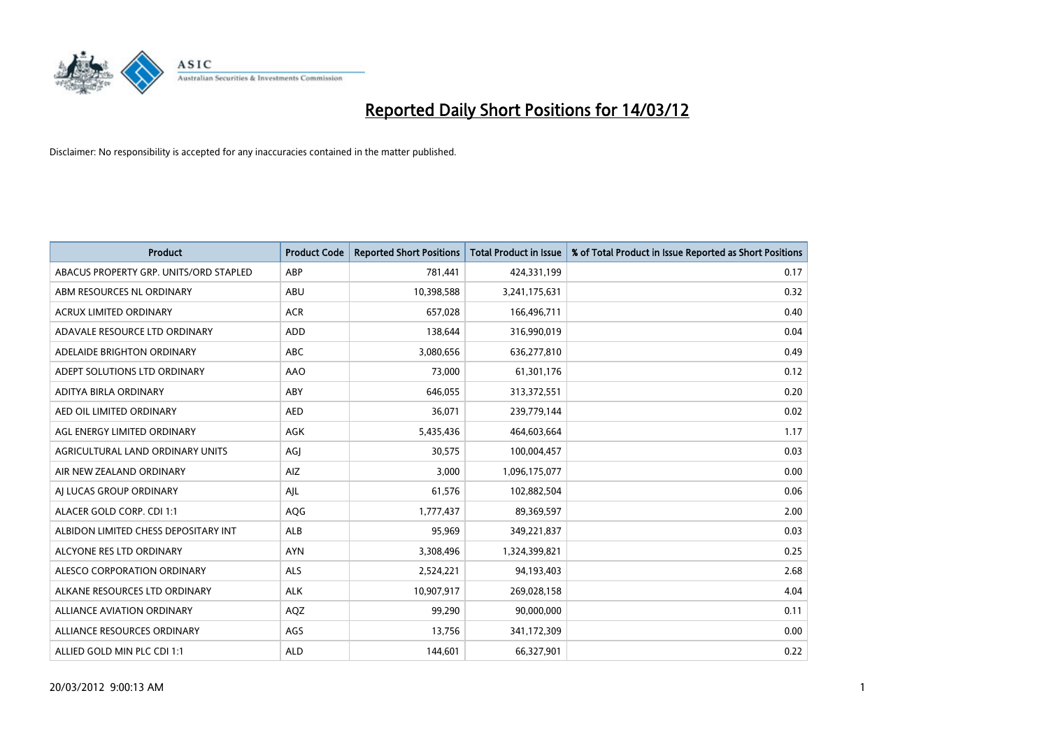# Reported Daily Short Positions for 14/03/12

Disclaimer: No responsibility is accepted for any inaccuracies contained in the matter published.

| Product | Product Code | Reported Short Positions | Total Product in Issue | % of Total Product in Issue Reported as Short Positions |
|---|---|---|---|---|
| ABACUS PROPERTY GRP. UNITS/ORD STAPLED | ABP | 781,441 | 424,331,199 | 0.17 |
| ABM RESOURCES NL ORDINARY | ABU | 10,398,588 | 3,241,175,631 | 0.32 |
| ACRUX LIMITED ORDINARY | ACR | 657,028 | 166,496,711 | 0.40 |
| ADAVALE RESOURCE LTD ORDINARY | ADD | 138,644 | 316,990,019 | 0.04 |
| ADELAIDE BRIGHTON ORDINARY | ABC | 3,080,656 | 636,277,810 | 0.49 |
| ADEPT SOLUTIONS LTD ORDINARY | AAO | 73,000 | 61,301,176 | 0.12 |
| ADITYA BIRLA ORDINARY | ABY | 646,055 | 313,372,551 | 0.20 |
| AED OIL LIMITED ORDINARY | AED | 36,071 | 239,779,144 | 0.02 |
| AGL ENERGY LIMITED ORDINARY | AGK | 5,435,436 | 464,603,664 | 1.17 |
| AGRICULTURAL LAND ORDINARY UNITS | AGJ | 30,575 | 100,004,457 | 0.03 |
| AIR NEW ZEALAND ORDINARY | AIZ | 3,000 | 1,096,175,077 | 0.00 |
| AJ LUCAS GROUP ORDINARY | AJL | 61,576 | 102,882,504 | 0.06 |
| ALACER GOLD CORP. CDI 1:1 | AQG | 1,777,437 | 89,369,597 | 2.00 |
| ALBIDON LIMITED CHESS DEPOSITARY INT | ALB | 95,969 | 349,221,837 | 0.03 |
| ALCYONE RES LTD ORDINARY | AYN | 3,308,496 | 1,324,399,821 | 0.25 |
| ALESCO CORPORATION ORDINARY | ALS | 2,524,221 | 94,193,403 | 2.68 |
| ALKANE RESOURCES LTD ORDINARY | ALK | 10,907,917 | 269,028,158 | 4.04 |
| ALLIANCE AVIATION ORDINARY | AQZ | 99,290 | 90,000,000 | 0.11 |
| ALLIANCE RESOURCES ORDINARY | AGS | 13,756 | 341,172,309 | 0.00 |
| ALLIED GOLD MIN PLC CDI 1:1 | ALD | 144,601 | 66,327,901 | 0.22 |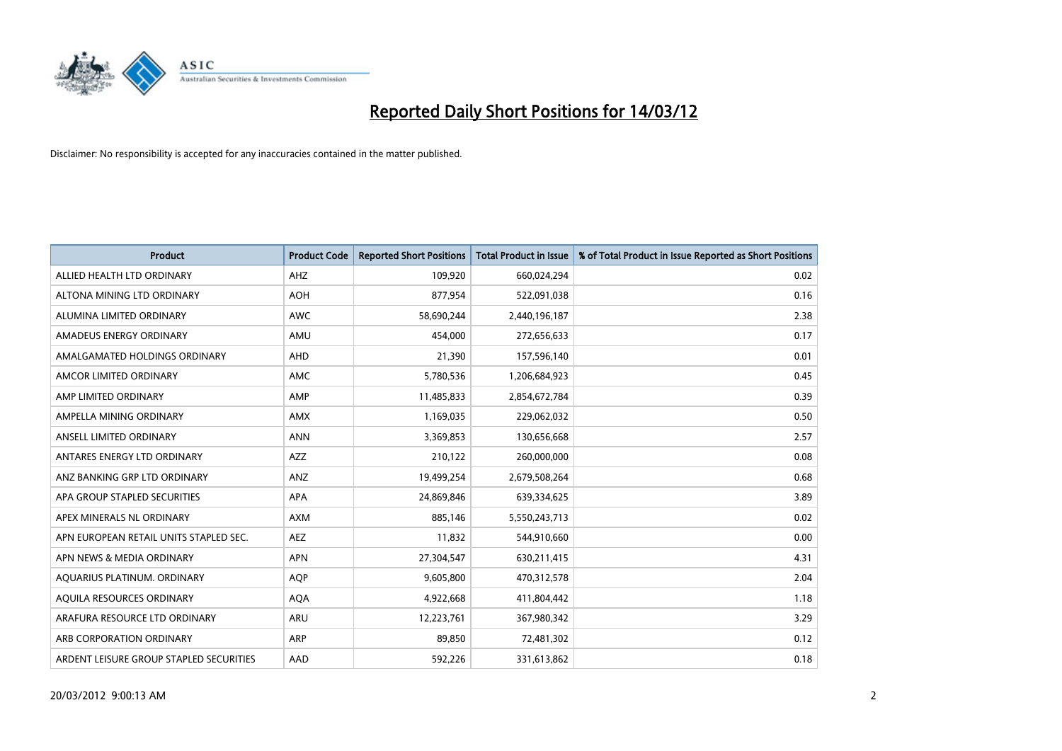# Reported Daily Short Positions for 14/03/12

Disclaimer: No responsibility is accepted for any inaccuracies contained in the matter published.

| Product | Product Code | Reported Short Positions | Total Product in Issue | % of Total Product in Issue Reported as Short Positions |
|---|---|---|---|---|
| ALLIED HEALTH LTD ORDINARY | AHZ | 109,920 | 660,024,294 | 0.02 |
| ALTONA MINING LTD ORDINARY | AOH | 877,954 | 522,091,038 | 0.16 |
| ALUMINA LIMITED ORDINARY | AWC | 58,690,244 | 2,440,196,187 | 2.38 |
| AMADEUS ENERGY ORDINARY | AMU | 454,000 | 272,656,633 | 0.17 |
| AMALGAMATED HOLDINGS ORDINARY | AHD | 21,390 | 157,596,140 | 0.01 |
| AMCOR LIMITED ORDINARY | AMC | 5,780,536 | 1,206,684,923 | 0.45 |
| AMP LIMITED ORDINARY | AMP | 11,485,833 | 2,854,672,784 | 0.39 |
| AMPELLA MINING ORDINARY | AMX | 1,169,035 | 229,062,032 | 0.50 |
| ANSELL LIMITED ORDINARY | ANN | 3,369,853 | 130,656,668 | 2.57 |
| ANTARES ENERGY LTD ORDINARY | AZZ | 210,122 | 260,000,000 | 0.08 |
| ANZ BANKING GRP LTD ORDINARY | ANZ | 19,499,254 | 2,679,508,264 | 0.68 |
| APA GROUP STAPLED SECURITIES | APA | 24,869,846 | 639,334,625 | 3.89 |
| APEX MINERALS NL ORDINARY | AXM | 885,146 | 5,550,243,713 | 0.02 |
| APN EUROPEAN RETAIL UNITS STAPLED SEC. | AEZ | 11,832 | 544,910,660 | 0.00 |
| APN NEWS & MEDIA ORDINARY | APN | 27,304,547 | 630,211,415 | 4.31 |
| AQUARIUS PLATINUM. ORDINARY | AQP | 9,605,800 | 470,312,578 | 2.04 |
| AQUILA RESOURCES ORDINARY | AQA | 4,922,668 | 411,804,442 | 1.18 |
| ARAFURA RESOURCE LTD ORDINARY | ARU | 12,223,761 | 367,980,342 | 3.29 |
| ARB CORPORATION ORDINARY | ARP | 89,850 | 72,481,302 | 0.12 |
| ARDENT LEISURE GROUP STAPLED SECURITIES | AAD | 592,226 | 331,613,862 | 0.18 |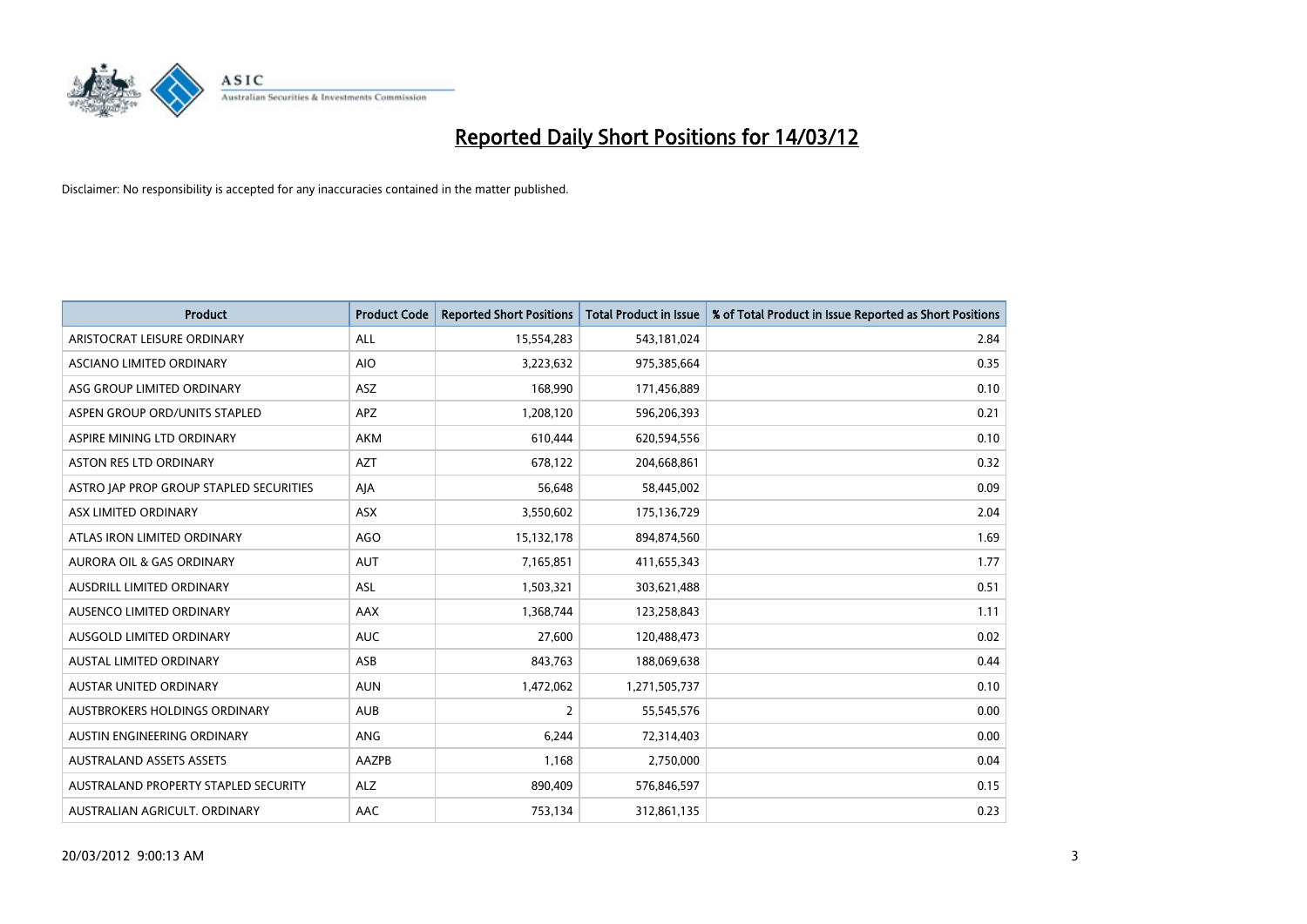# Reported Daily Short Positions for 14/03/12

Disclaimer: No responsibility is accepted for any inaccuracies contained in the matter published.

| Product | Product Code | Reported Short Positions | Total Product in Issue | % of Total Product in Issue Reported as Short Positions |
|---|---|---|---|---|
| ARISTOCRAT LEISURE ORDINARY | ALL | 15,554,283 | 543,181,024 | 2.84 |
| ASCIANO LIMITED ORDINARY | AIO | 3,223,632 | 975,385,664 | 0.35 |
| ASG GROUP LIMITED ORDINARY | ASZ | 168,990 | 171,456,889 | 0.10 |
| ASPEN GROUP ORD/UNITS STAPLED | APZ | 1,208,120 | 596,206,393 | 0.21 |
| ASPIRE MINING LTD ORDINARY | AKM | 610,444 | 620,594,556 | 0.10 |
| ASTON RES LTD ORDINARY | AZT | 678,122 | 204,668,861 | 0.32 |
| ASTRO JAP PROP GROUP STAPLED SECURITIES | AJA | 56,648 | 58,445,002 | 0.09 |
| ASX LIMITED ORDINARY | ASX | 3,550,602 | 175,136,729 | 2.04 |
| ATLAS IRON LIMITED ORDINARY | AGO | 15,132,178 | 894,874,560 | 1.69 |
| AURORA OIL & GAS ORDINARY | AUT | 7,165,851 | 411,655,343 | 1.77 |
| AUSDRILL LIMITED ORDINARY | ASL | 1,503,321 | 303,621,488 | 0.51 |
| AUSENCO LIMITED ORDINARY | AAX | 1,368,744 | 123,258,843 | 1.11 |
| AUSGOLD LIMITED ORDINARY | AUC | 27,600 | 120,488,473 | 0.02 |
| AUSTAL LIMITED ORDINARY | ASB | 843,763 | 188,069,638 | 0.44 |
| AUSTAR UNITED ORDINARY | AUN | 1,472,062 | 1,271,505,737 | 0.10 |
| AUSTBROKERS HOLDINGS ORDINARY | AUB | 2 | 55,545,576 | 0.00 |
| AUSTIN ENGINEERING ORDINARY | ANG | 6,244 | 72,314,403 | 0.00 |
| AUSTRALAND ASSETS ASSETS | AAZPB | 1,168 | 2,750,000 | 0.04 |
| AUSTRALAND PROPERTY STAPLED SECURITY | ALZ | 890,409 | 576,846,597 | 0.15 |
| AUSTRALIAN AGRICULT. ORDINARY | AAC | 753,134 | 312,861,135 | 0.23 |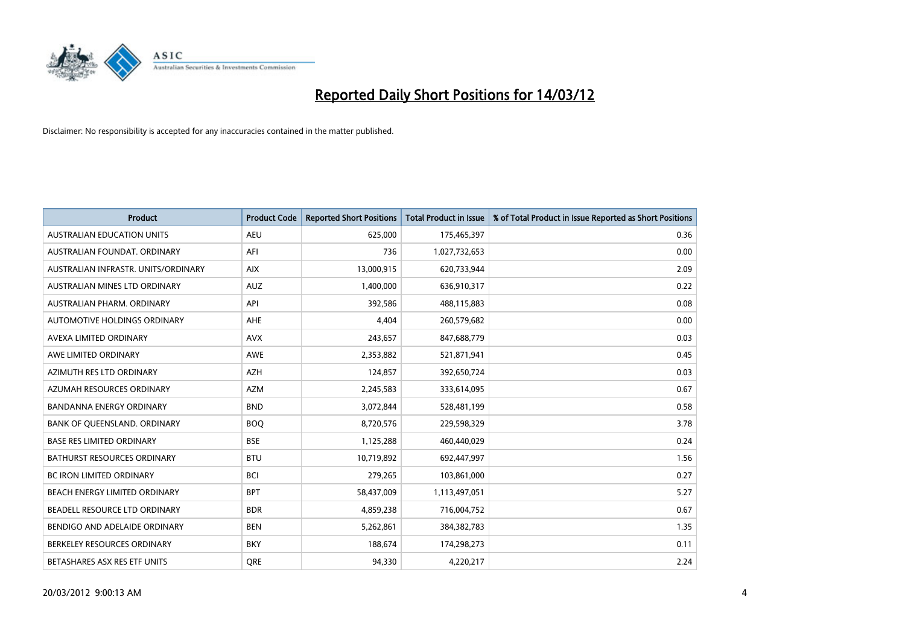# Reported Daily Short Positions for 14/03/12

Disclaimer: No responsibility is accepted for any inaccuracies contained in the matter published.

| Product | Product Code | Reported Short Positions | Total Product in Issue | % of Total Product in Issue Reported as Short Positions |
|---|---|---|---|---|
| AUSTRALIAN EDUCATION UNITS | AEU | 625,000 | 175,465,397 | 0.36 |
| AUSTRALIAN FOUNDAT. ORDINARY | AFI | 736 | 1,027,732,653 | 0.00 |
| AUSTRALIAN INFRASTR. UNITS/ORDINARY | AIX | 13,000,915 | 620,733,944 | 2.09 |
| AUSTRALIAN MINES LTD ORDINARY | AUZ | 1,400,000 | 636,910,317 | 0.22 |
| AUSTRALIAN PHARM. ORDINARY | API | 392,586 | 488,115,883 | 0.08 |
| AUTOMOTIVE HOLDINGS ORDINARY | AHE | 4,404 | 260,579,682 | 0.00 |
| AVEXA LIMITED ORDINARY | AVX | 243,657 | 847,688,779 | 0.03 |
| AWE LIMITED ORDINARY | AWE | 2,353,882 | 521,871,941 | 0.45 |
| AZIMUTH RES LTD ORDINARY | AZH | 124,857 | 392,650,724 | 0.03 |
| AZUMAH RESOURCES ORDINARY | AZM | 2,245,583 | 333,614,095 | 0.67 |
| BANDANNA ENERGY ORDINARY | BND | 3,072,844 | 528,481,199 | 0.58 |
| BANK OF QUEENSLAND. ORDINARY | BOQ | 8,720,576 | 229,598,329 | 3.78 |
| BASE RES LIMITED ORDINARY | BSE | 1,125,288 | 460,440,029 | 0.24 |
| BATHURST RESOURCES ORDINARY | BTU | 10,719,892 | 692,447,997 | 1.56 |
| BC IRON LIMITED ORDINARY | BCI | 279,265 | 103,861,000 | 0.27 |
| BEACH ENERGY LIMITED ORDINARY | BPT | 58,437,009 | 1,113,497,051 | 5.27 |
| BEADELL RESOURCE LTD ORDINARY | BDR | 4,859,238 | 716,004,752 | 0.67 |
| BENDIGO AND ADELAIDE ORDINARY | BEN | 5,262,861 | 384,382,783 | 1.35 |
| BERKELEY RESOURCES ORDINARY | BKY | 188,674 | 174,298,273 | 0.11 |
| BETASHARES ASX RES ETF UNITS | QRE | 94,330 | 4,220,217 | 2.24 |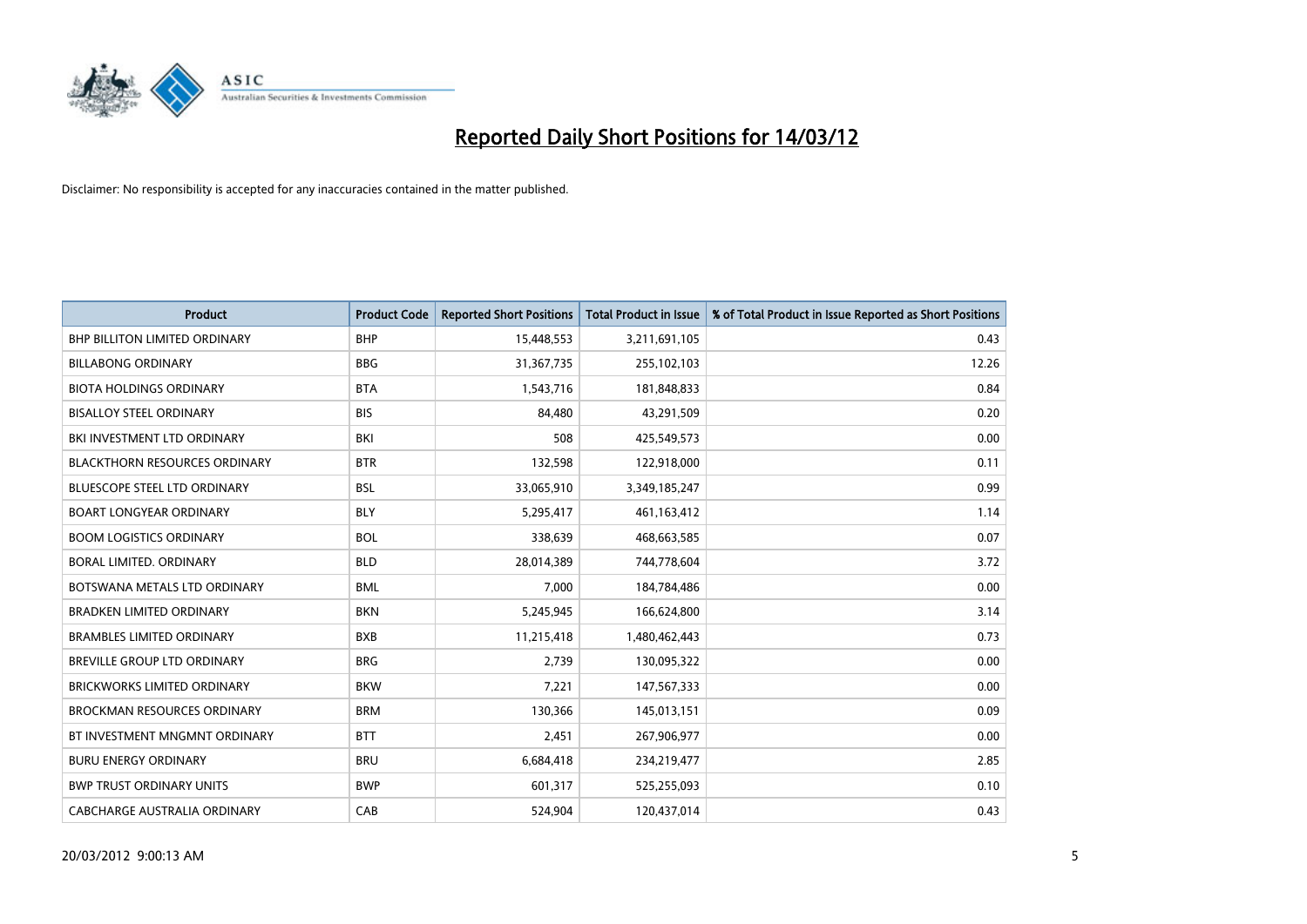# Reported Daily Short Positions for 14/03/12

Disclaimer: No responsibility is accepted for any inaccuracies contained in the matter published.

| Product | Product Code | Reported Short Positions | Total Product in Issue | % of Total Product in Issue Reported as Short Positions |
|---|---|---|---|---|
| BHP BILLITON LIMITED ORDINARY | BHP | 15,448,553 | 3,211,691,105 | 0.43 |
| BILLABONG ORDINARY | BBG | 31,367,735 | 255,102,103 | 12.26 |
| BIOTA HOLDINGS ORDINARY | BTA | 1,543,716 | 181,848,833 | 0.84 |
| BISALLOY STEEL ORDINARY | BIS | 84,480 | 43,291,509 | 0.20 |
| BKI INVESTMENT LTD ORDINARY | BKI | 508 | 425,549,573 | 0.00 |
| BLACKTHORN RESOURCES ORDINARY | BTR | 132,598 | 122,918,000 | 0.11 |
| BLUESCOPE STEEL LTD ORDINARY | BSL | 33,065,910 | 3,349,185,247 | 0.99 |
| BOART LONGYEAR ORDINARY | BLY | 5,295,417 | 461,163,412 | 1.14 |
| BOOM LOGISTICS ORDINARY | BOL | 338,639 | 468,663,585 | 0.07 |
| BORAL LIMITED. ORDINARY | BLD | 28,014,389 | 744,778,604 | 3.72 |
| BOTSWANA METALS LTD ORDINARY | BML | 7,000 | 184,784,486 | 0.00 |
| BRADKEN LIMITED ORDINARY | BKN | 5,245,945 | 166,624,800 | 3.14 |
| BRAMBLES LIMITED ORDINARY | BXB | 11,215,418 | 1,480,462,443 | 0.73 |
| BREVILLE GROUP LTD ORDINARY | BRG | 2,739 | 130,095,322 | 0.00 |
| BRICKWORKS LIMITED ORDINARY | BKW | 7,221 | 147,567,333 | 0.00 |
| BROCKMAN RESOURCES ORDINARY | BRM | 130,366 | 145,013,151 | 0.09 |
| BT INVESTMENT MNGMNT ORDINARY | BTT | 2,451 | 267,906,977 | 0.00 |
| BURU ENERGY ORDINARY | BRU | 6,684,418 | 234,219,477 | 2.85 |
| BWP TRUST ORDINARY UNITS | BWP | 601,317 | 525,255,093 | 0.10 |
| CABCHARGE AUSTRALIA ORDINARY | CAB | 524,904 | 120,437,014 | 0.43 |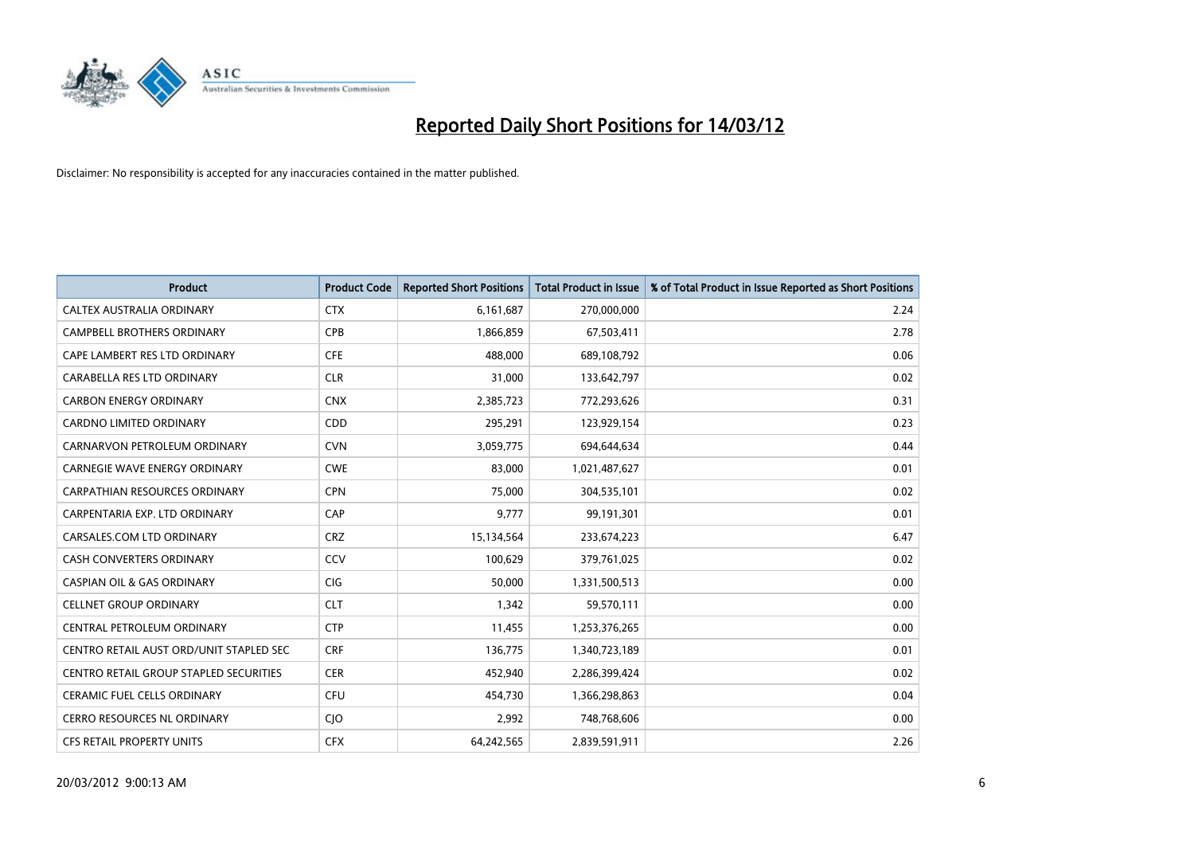# Reported Daily Short Positions for 14/03/12

Disclaimer: No responsibility is accepted for any inaccuracies contained in the matter published.

| Product | Product Code | Reported Short Positions | Total Product in Issue | % of Total Product in Issue Reported as Short Positions |
|---|---|---|---|---|
| CALTEX AUSTRALIA ORDINARY | CTX | 6,161,687 | 270,000,000 | 2.24 |
| CAMPBELL BROTHERS ORDINARY | CPB | 1,866,859 | 67,503,411 | 2.78 |
| CAPE LAMBERT RES LTD ORDINARY | CFE | 488,000 | 689,108,792 | 0.06 |
| CARABELLA RES LTD ORDINARY | CLR | 31,000 | 133,642,797 | 0.02 |
| CARBON ENERGY ORDINARY | CNX | 2,385,723 | 772,293,626 | 0.31 |
| CARDNO LIMITED ORDINARY | CDD | 295,291 | 123,929,154 | 0.23 |
| CARNARVON PETROLEUM ORDINARY | CVN | 3,059,775 | 694,644,634 | 0.44 |
| CARNEGIE WAVE ENERGY ORDINARY | CWE | 83,000 | 1,021,487,627 | 0.01 |
| CARPATHIAN RESOURCES ORDINARY | CPN | 75,000 | 304,535,101 | 0.02 |
| CARPENTARIA EXP. LTD ORDINARY | CAP | 9,777 | 99,191,301 | 0.01 |
| CARSALES.COM LTD ORDINARY | CRZ | 15,134,564 | 233,674,223 | 6.47 |
| CASH CONVERTERS ORDINARY | CCV | 100,629 | 379,761,025 | 0.02 |
| CASPIAN OIL & GAS ORDINARY | CIG | 50,000 | 1,331,500,513 | 0.00 |
| CELLNET GROUP ORDINARY | CLT | 1,342 | 59,570,111 | 0.00 |
| CENTRAL PETROLEUM ORDINARY | CTP | 11,455 | 1,253,376,265 | 0.00 |
| CENTRO RETAIL AUST ORD/UNIT STAPLED SEC | CRF | 136,775 | 1,340,723,189 | 0.01 |
| CENTRO RETAIL GROUP STAPLED SECURITIES | CER | 452,940 | 2,286,399,424 | 0.02 |
| CERAMIC FUEL CELLS ORDINARY | CFU | 454,730 | 1,366,298,863 | 0.04 |
| CERRO RESOURCES NL ORDINARY | CJO | 2,992 | 748,768,606 | 0.00 |
| CFS RETAIL PROPERTY UNITS | CFX | 64,242,565 | 2,839,591,911 | 2.26 |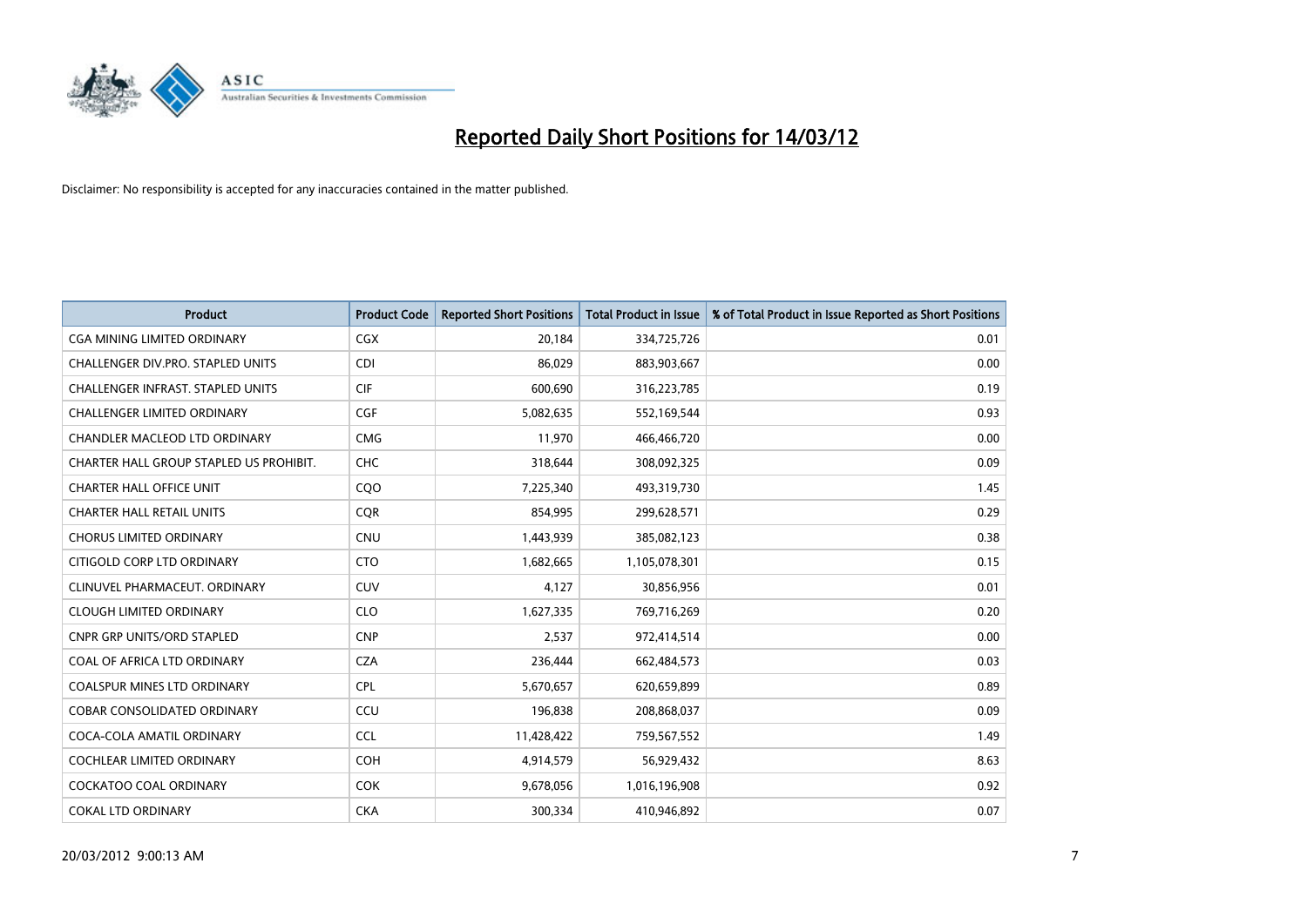# Reported Daily Short Positions for 14/03/12

Disclaimer: No responsibility is accepted for any inaccuracies contained in the matter published.

| Product | Product Code | Reported Short Positions | Total Product in Issue | % of Total Product in Issue Reported as Short Positions |
|---|---|---|---|---|
| CGA MINING LIMITED ORDINARY | CGX | 20,184 | 334,725,726 | 0.01 |
| CHALLENGER DIV.PRO. STAPLED UNITS | CDI | 86,029 | 883,903,667 | 0.00 |
| CHALLENGER INFRAST. STAPLED UNITS | CIF | 600,690 | 316,223,785 | 0.19 |
| CHALLENGER LIMITED ORDINARY | CGF | 5,082,635 | 552,169,544 | 0.93 |
| CHANDLER MACLEOD LTD ORDINARY | CMG | 11,970 | 466,466,720 | 0.00 |
| CHARTER HALL GROUP STAPLED US PROHIBIT. | CHC | 318,644 | 308,092,325 | 0.09 |
| CHARTER HALL OFFICE UNIT | CQO | 7,225,340 | 493,319,730 | 1.45 |
| CHARTER HALL RETAIL UNITS | CQR | 854,995 | 299,628,571 | 0.29 |
| CHORUS LIMITED ORDINARY | CNU | 1,443,939 | 385,082,123 | 0.38 |
| CITIGOLD CORP LTD ORDINARY | CTO | 1,682,665 | 1,105,078,301 | 0.15 |
| CLINUVEL PHARMACEUT. ORDINARY | CUV | 4,127 | 30,856,956 | 0.01 |
| CLOUGH LIMITED ORDINARY | CLO | 1,627,335 | 769,716,269 | 0.20 |
| CNPR GRP UNITS/ORD STAPLED | CNP | 2,537 | 972,414,514 | 0.00 |
| COAL OF AFRICA LTD ORDINARY | CZA | 236,444 | 662,484,573 | 0.03 |
| COALSPUR MINES LTD ORDINARY | CPL | 5,670,657 | 620,659,899 | 0.89 |
| COBAR CONSOLIDATED ORDINARY | CCU | 196,838 | 208,868,037 | 0.09 |
| COCA-COLA AMATIL ORDINARY | CCL | 11,428,422 | 759,567,552 | 1.49 |
| COCHLEAR LIMITED ORDINARY | COH | 4,914,579 | 56,929,432 | 8.63 |
| COCKATOO COAL ORDINARY | COK | 9,678,056 | 1,016,196,908 | 0.92 |
| COKAL LTD ORDINARY | CKA | 300,334 | 410,946,892 | 0.07 |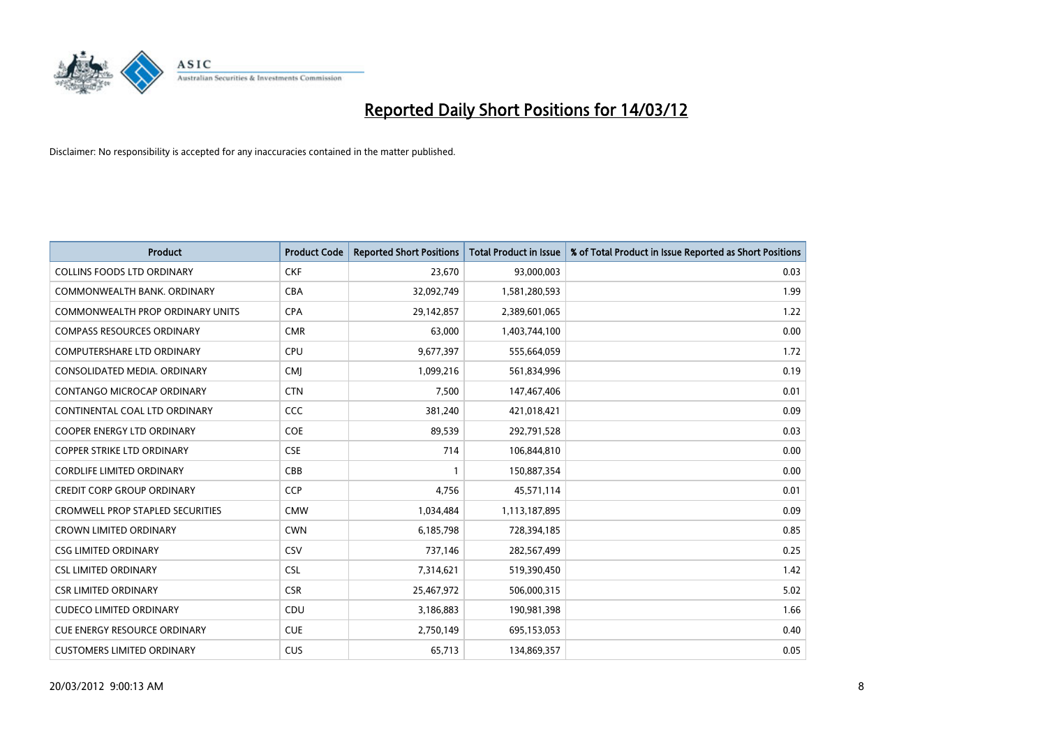# Reported Daily Short Positions for 14/03/12

Disclaimer: No responsibility is accepted for any inaccuracies contained in the matter published.

| Product | Product Code | Reported Short Positions | Total Product in Issue | % of Total Product in Issue Reported as Short Positions |
|---|---|---|---|---|
| COLLINS FOODS LTD ORDINARY | CKF | 23,670 | 93,000,003 | 0.03 |
| COMMONWEALTH BANK. ORDINARY | CBA | 32,092,749 | 1,581,280,593 | 1.99 |
| COMMONWEALTH PROP ORDINARY UNITS | CPA | 29,142,857 | 2,389,601,065 | 1.22 |
| COMPASS RESOURCES ORDINARY | CMR | 63,000 | 1,403,744,100 | 0.00 |
| COMPUTERSHARE LTD ORDINARY | CPU | 9,677,397 | 555,664,059 | 1.72 |
| CONSOLIDATED MEDIA. ORDINARY | CMJ | 1,099,216 | 561,834,996 | 0.19 |
| CONTANGO MICROCAP ORDINARY | CTN | 7,500 | 147,467,406 | 0.01 |
| CONTINENTAL COAL LTD ORDINARY | CCC | 381,240 | 421,018,421 | 0.09 |
| COOPER ENERGY LTD ORDINARY | COE | 89,539 | 292,791,528 | 0.03 |
| COPPER STRIKE LTD ORDINARY | CSE | 714 | 106,844,810 | 0.00 |
| CORDLIFE LIMITED ORDINARY | CBB | 1 | 150,887,354 | 0.00 |
| CREDIT CORP GROUP ORDINARY | CCP | 4,756 | 45,571,114 | 0.01 |
| CROMWELL PROP STAPLED SECURITIES | CMW | 1,034,484 | 1,113,187,895 | 0.09 |
| CROWN LIMITED ORDINARY | CWN | 6,185,798 | 728,394,185 | 0.85 |
| CSG LIMITED ORDINARY | CSV | 737,146 | 282,567,499 | 0.25 |
| CSL LIMITED ORDINARY | CSL | 7,314,621 | 519,390,450 | 1.42 |
| CSR LIMITED ORDINARY | CSR | 25,467,972 | 506,000,315 | 5.02 |
| CUDECO LIMITED ORDINARY | CDU | 3,186,883 | 190,981,398 | 1.66 |
| CUE ENERGY RESOURCE ORDINARY | CUE | 2,750,149 | 695,153,053 | 0.40 |
| CUSTOMERS LIMITED ORDINARY | CUS | 65,713 | 134,869,357 | 0.05 |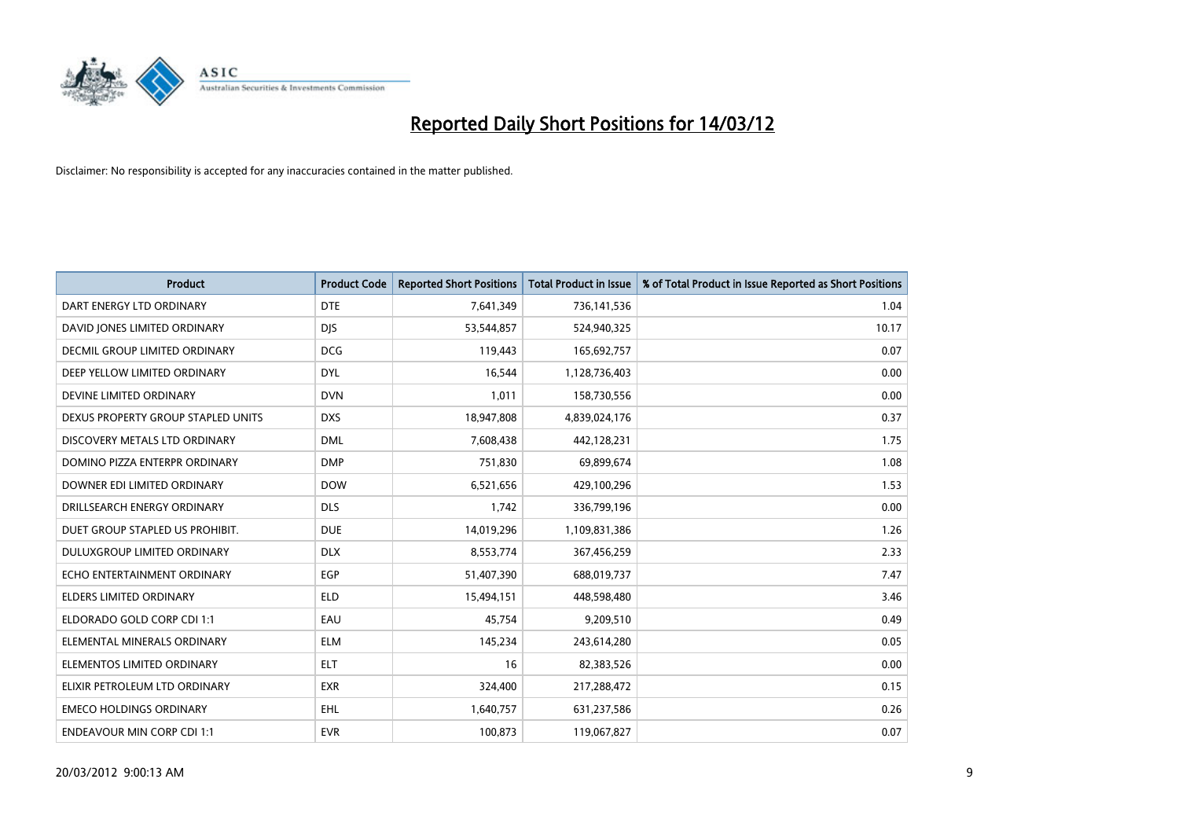# Reported Daily Short Positions for 14/03/12

Disclaimer: No responsibility is accepted for any inaccuracies contained in the matter published.

| Product | Product Code | Reported Short Positions | Total Product in Issue | % of Total Product in Issue Reported as Short Positions |
|---|---|---|---|---|
| DART ENERGY LTD ORDINARY | DTE | 7,641,349 | 736,141,536 | 1.04 |
| DAVID JONES LIMITED ORDINARY | DJS | 53,544,857 | 524,940,325 | 10.17 |
| DECMIL GROUP LIMITED ORDINARY | DCG | 119,443 | 165,692,757 | 0.07 |
| DEEP YELLOW LIMITED ORDINARY | DYL | 16,544 | 1,128,736,403 | 0.00 |
| DEVINE LIMITED ORDINARY | DVN | 1,011 | 158,730,556 | 0.00 |
| DEXUS PROPERTY GROUP STAPLED UNITS | DXS | 18,947,808 | 4,839,024,176 | 0.37 |
| DISCOVERY METALS LTD ORDINARY | DML | 7,608,438 | 442,128,231 | 1.75 |
| DOMINO PIZZA ENTERPR ORDINARY | DMP | 751,830 | 69,899,674 | 1.08 |
| DOWNER EDI LIMITED ORDINARY | DOW | 6,521,656 | 429,100,296 | 1.53 |
| DRILLSEARCH ENERGY ORDINARY | DLS | 1,742 | 336,799,196 | 0.00 |
| DUET GROUP STAPLED US PROHIBIT. | DUE | 14,019,296 | 1,109,831,386 | 1.26 |
| DULUXGROUP LIMITED ORDINARY | DLX | 8,553,774 | 367,456,259 | 2.33 |
| ECHO ENTERTAINMENT ORDINARY | EGP | 51,407,390 | 688,019,737 | 7.47 |
| ELDERS LIMITED ORDINARY | ELD | 15,494,151 | 448,598,480 | 3.46 |
| ELDORADO GOLD CORP CDI 1:1 | EAU | 45,754 | 9,209,510 | 0.49 |
| ELEMENTAL MINERALS ORDINARY | ELM | 145,234 | 243,614,280 | 0.05 |
| ELEMENTOS LIMITED ORDINARY | ELT | 16 | 82,383,526 | 0.00 |
| ELIXIR PETROLEUM LTD ORDINARY | EXR | 324,400 | 217,288,472 | 0.15 |
| EMECO HOLDINGS ORDINARY | EHL | 1,640,757 | 631,237,586 | 0.26 |
| ENDEAVOUR MIN CORP CDI 1:1 | EVR | 100,873 | 119,067,827 | 0.07 |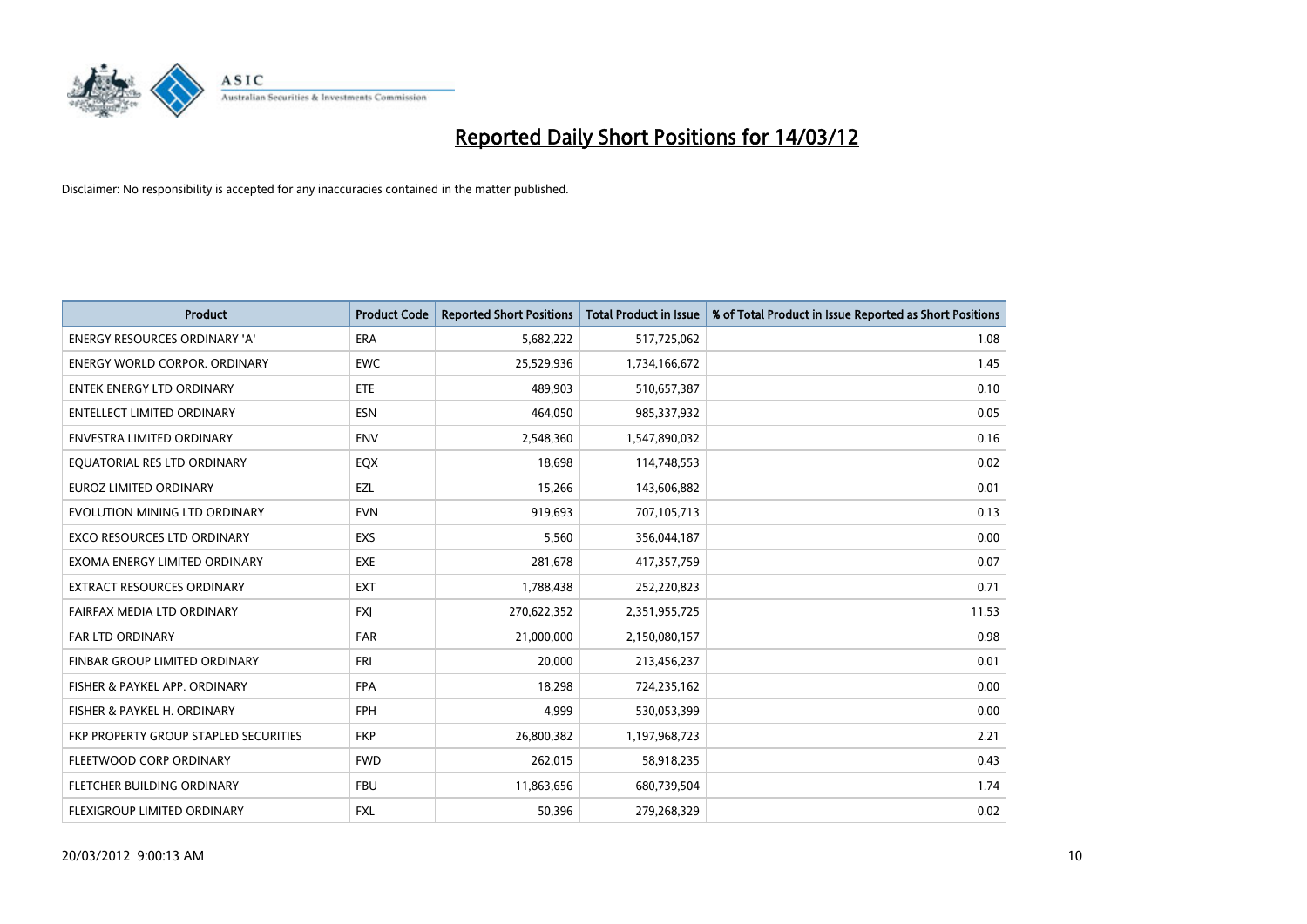# Reported Daily Short Positions for 14/03/12

Disclaimer: No responsibility is accepted for any inaccuracies contained in the matter published.

| Product | Product Code | Reported Short Positions | Total Product in Issue | % of Total Product in Issue Reported as Short Positions |
|---|---|---|---|---|
| ENERGY RESOURCES ORDINARY 'A' | ERA | 5,682,222 | 517,725,062 | 1.08 |
| ENERGY WORLD CORPOR. ORDINARY | EWC | 25,529,936 | 1,734,166,672 | 1.45 |
| ENTEK ENERGY LTD ORDINARY | ETE | 489,903 | 510,657,387 | 0.10 |
| ENTELLECT LIMITED ORDINARY | ESN | 464,050 | 985,337,932 | 0.05 |
| ENVESTRA LIMITED ORDINARY | ENV | 2,548,360 | 1,547,890,032 | 0.16 |
| EQUATORIAL RES LTD ORDINARY | EQX | 18,698 | 114,748,553 | 0.02 |
| EUROZ LIMITED ORDINARY | EZL | 15,266 | 143,606,882 | 0.01 |
| EVOLUTION MINING LTD ORDINARY | EVN | 919,693 | 707,105,713 | 0.13 |
| EXCO RESOURCES LTD ORDINARY | EXS | 5,560 | 356,044,187 | 0.00 |
| EXOMA ENERGY LIMITED ORDINARY | EXE | 281,678 | 417,357,759 | 0.07 |
| EXTRACT RESOURCES ORDINARY | EXT | 1,788,438 | 252,220,823 | 0.71 |
| FAIRFAX MEDIA LTD ORDINARY | FXJ | 270,622,352 | 2,351,955,725 | 11.53 |
| FAR LTD ORDINARY | FAR | 21,000,000 | 2,150,080,157 | 0.98 |
| FINBAR GROUP LIMITED ORDINARY | FRI | 20,000 | 213,456,237 | 0.01 |
| FISHER & PAYKEL APP. ORDINARY | FPA | 18,298 | 724,235,162 | 0.00 |
| FISHER & PAYKEL H. ORDINARY | FPH | 4,999 | 530,053,399 | 0.00 |
| FKP PROPERTY GROUP STAPLED SECURITIES | FKP | 26,800,382 | 1,197,968,723 | 2.21 |
| FLEETWOOD CORP ORDINARY | FWD | 262,015 | 58,918,235 | 0.43 |
| FLETCHER BUILDING ORDINARY | FBU | 11,863,656 | 680,739,504 | 1.74 |
| FLEXIGROUP LIMITED ORDINARY | FXL | 50,396 | 279,268,329 | 0.02 |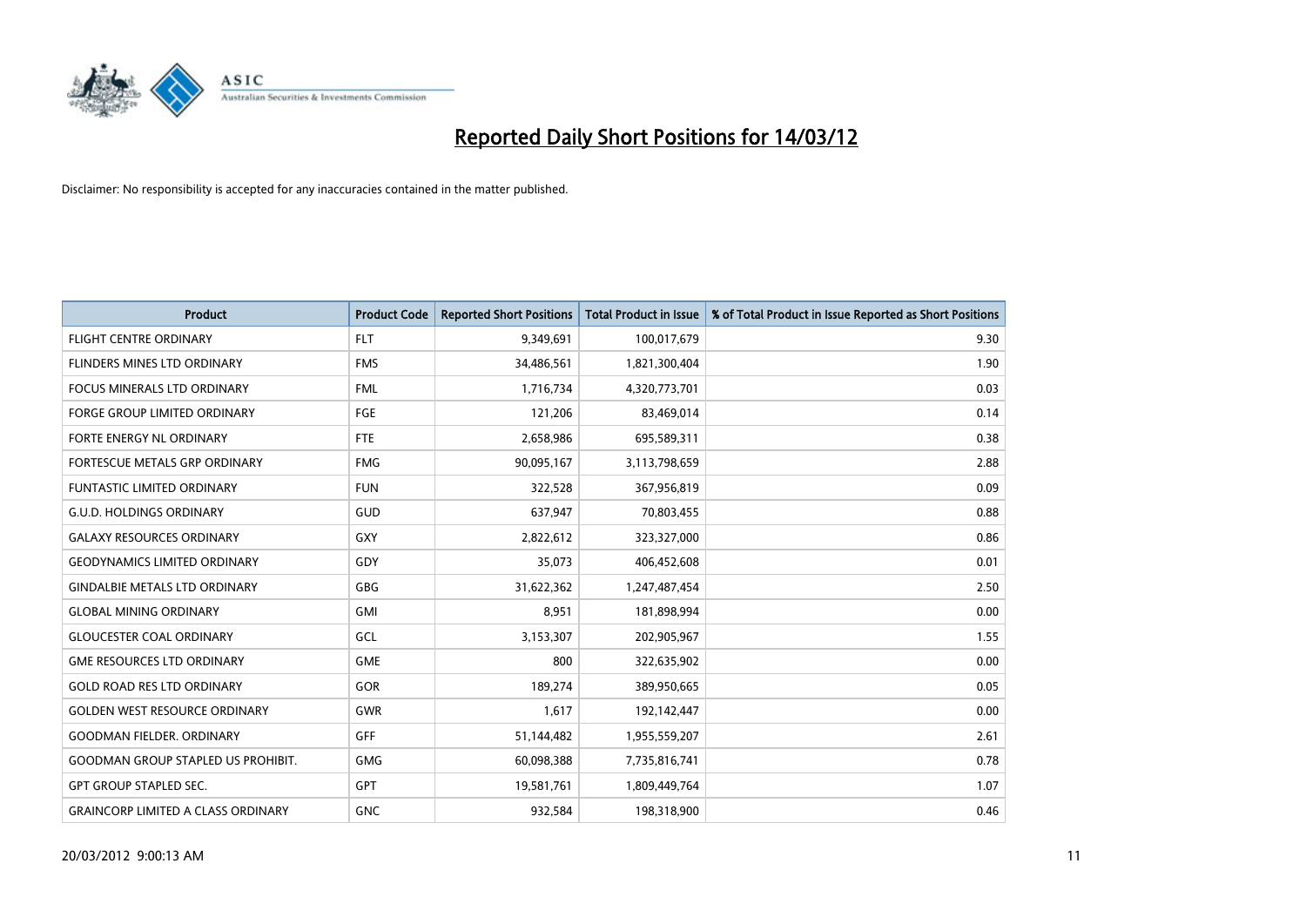# Reported Daily Short Positions for 14/03/12

Disclaimer: No responsibility is accepted for any inaccuracies contained in the matter published.

| Product | Product Code | Reported Short Positions | Total Product in Issue | % of Total Product in Issue Reported as Short Positions |
|---|---|---|---|---|
| FLIGHT CENTRE ORDINARY | FLT | 9,349,691 | 100,017,679 | 9.30 |
| FLINDERS MINES LTD ORDINARY | FMS | 34,486,561 | 1,821,300,404 | 1.90 |
| FOCUS MINERALS LTD ORDINARY | FML | 1,716,734 | 4,320,773,701 | 0.03 |
| FORGE GROUP LIMITED ORDINARY | FGE | 121,206 | 83,469,014 | 0.14 |
| FORTE ENERGY NL ORDINARY | FTE | 2,658,986 | 695,589,311 | 0.38 |
| FORTESCUE METALS GRP ORDINARY | FMG | 90,095,167 | 3,113,798,659 | 2.88 |
| FUNTASTIC LIMITED ORDINARY | FUN | 322,528 | 367,956,819 | 0.09 |
| G.U.D. HOLDINGS ORDINARY | GUD | 637,947 | 70,803,455 | 0.88 |
| GALAXY RESOURCES ORDINARY | GXY | 2,822,612 | 323,327,000 | 0.86 |
| GEODYNAMICS LIMITED ORDINARY | GDY | 35,073 | 406,452,608 | 0.01 |
| GINDALBIE METALS LTD ORDINARY | GBG | 31,622,362 | 1,247,487,454 | 2.50 |
| GLOBAL MINING ORDINARY | GMI | 8,951 | 181,898,994 | 0.00 |
| GLOUCESTER COAL ORDINARY | GCL | 3,153,307 | 202,905,967 | 1.55 |
| GME RESOURCES LTD ORDINARY | GME | 800 | 322,635,902 | 0.00 |
| GOLD ROAD RES LTD ORDINARY | GOR | 189,274 | 389,950,665 | 0.05 |
| GOLDEN WEST RESOURCE ORDINARY | GWR | 1,617 | 192,142,447 | 0.00 |
| GOODMAN FIELDER. ORDINARY | GFF | 51,144,482 | 1,955,559,207 | 2.61 |
| GOODMAN GROUP STAPLED US PROHIBIT. | GMG | 60,098,388 | 7,735,816,741 | 0.78 |
| GPT GROUP STAPLED SEC. | GPT | 19,581,761 | 1,809,449,764 | 1.07 |
| GRAINCORP LIMITED A CLASS ORDINARY | GNC | 932,584 | 198,318,900 | 0.46 |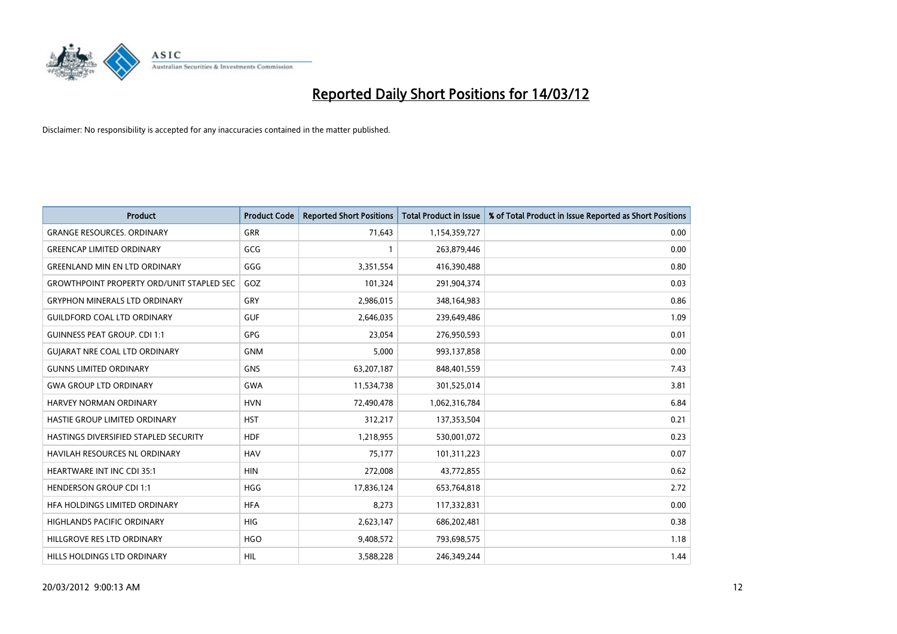# Reported Daily Short Positions for 14/03/12

Disclaimer: No responsibility is accepted for any inaccuracies contained in the matter published.

| Product | Product Code | Reported Short Positions | Total Product in Issue | % of Total Product in Issue Reported as Short Positions |
|---|---|---|---|---|
| GRANGE RESOURCES. ORDINARY | GRR | 71,643 | 1,154,359,727 | 0.00 |
| GREENCAP LIMITED ORDINARY | GCG | 1 | 263,879,446 | 0.00 |
| GREENLAND MIN EN LTD ORDINARY | GGG | 3,351,554 | 416,390,488 | 0.80 |
| GROWTHPOINT PROPERTY ORD/UNIT STAPLED SEC | GOZ | 101,324 | 291,904,374 | 0.03 |
| GRYPHON MINERALS LTD ORDINARY | GRY | 2,986,015 | 348,164,983 | 0.86 |
| GUILDFORD COAL LTD ORDINARY | GUF | 2,646,035 | 239,649,486 | 1.09 |
| GUINNESS PEAT GROUP. CDI 1:1 | GPG | 23,054 | 276,950,593 | 0.01 |
| GUJARAT NRE COAL LTD ORDINARY | GNM | 5,000 | 993,137,858 | 0.00 |
| GUNNS LIMITED ORDINARY | GNS | 63,207,187 | 848,401,559 | 7.43 |
| GWA GROUP LTD ORDINARY | GWA | 11,534,738 | 301,525,014 | 3.81 |
| HARVEY NORMAN ORDINARY | HVN | 72,490,478 | 1,062,316,784 | 6.84 |
| HASTIE GROUP LIMITED ORDINARY | HST | 312,217 | 137,353,504 | 0.21 |
| HASTINGS DIVERSIFIED STAPLED SECURITY | HDF | 1,218,955 | 530,001,072 | 0.23 |
| HAVILAH RESOURCES NL ORDINARY | HAV | 75,177 | 101,311,223 | 0.07 |
| HEARTWARE INT INC CDI 35:1 | HIN | 272,008 | 43,772,855 | 0.62 |
| HENDERSON GROUP CDI 1:1 | HGG | 17,836,124 | 653,764,818 | 2.72 |
| HFA HOLDINGS LIMITED ORDINARY | HFA | 8,273 | 117,332,831 | 0.00 |
| HIGHLANDS PACIFIC ORDINARY | HIG | 2,623,147 | 686,202,481 | 0.38 |
| HILLGROVE RES LTD ORDINARY | HGO | 9,408,572 | 793,698,575 | 1.18 |
| HILLS HOLDINGS LTD ORDINARY | HIL | 3,588,228 | 246,349,244 | 1.44 |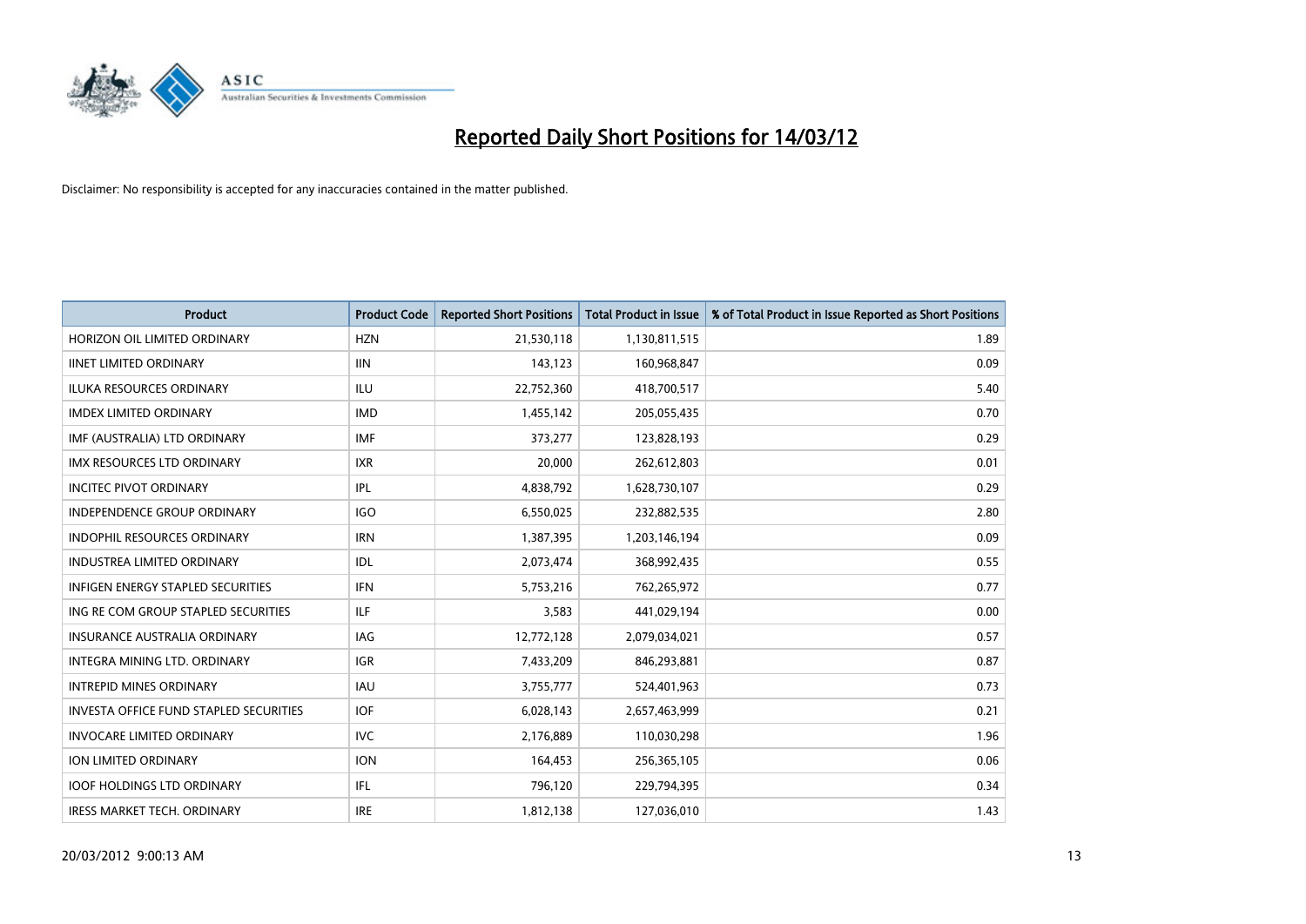# Reported Daily Short Positions for 14/03/12

Disclaimer: No responsibility is accepted for any inaccuracies contained in the matter published.

| Product | Product Code | Reported Short Positions | Total Product in Issue | % of Total Product in Issue Reported as Short Positions |
|---|---|---|---|---|
| HORIZON OIL LIMITED ORDINARY | HZN | 21,530,118 | 1,130,811,515 | 1.89 |
| IINET LIMITED ORDINARY | IIN | 143,123 | 160,968,847 | 0.09 |
| ILUKA RESOURCES ORDINARY | ILU | 22,752,360 | 418,700,517 | 5.40 |
| IMDEX LIMITED ORDINARY | IMD | 1,455,142 | 205,055,435 | 0.70 |
| IMF (AUSTRALIA) LTD ORDINARY | IMF | 373,277 | 123,828,193 | 0.29 |
| IMX RESOURCES LTD ORDINARY | IXR | 20,000 | 262,612,803 | 0.01 |
| INCITEC PIVOT ORDINARY | IPL | 4,838,792 | 1,628,730,107 | 0.29 |
| INDEPENDENCE GROUP ORDINARY | IGO | 6,550,025 | 232,882,535 | 2.80 |
| INDOPHIL RESOURCES ORDINARY | IRN | 1,387,395 | 1,203,146,194 | 0.09 |
| INDUSTREA LIMITED ORDINARY | IDL | 2,073,474 | 368,992,435 | 0.55 |
| INFIGEN ENERGY STAPLED SECURITIES | IFN | 5,753,216 | 762,265,972 | 0.77 |
| ING RE COM GROUP STAPLED SECURITIES | ILF | 3,583 | 441,029,194 | 0.00 |
| INSURANCE AUSTRALIA ORDINARY | IAG | 12,772,128 | 2,079,034,021 | 0.57 |
| INTEGRA MINING LTD. ORDINARY | IGR | 7,433,209 | 846,293,881 | 0.87 |
| INTREPID MINES ORDINARY | IAU | 3,755,777 | 524,401,963 | 0.73 |
| INVESTA OFFICE FUND STAPLED SECURITIES | IOF | 6,028,143 | 2,657,463,999 | 0.21 |
| INVOCARE LIMITED ORDINARY | IVC | 2,176,889 | 110,030,298 | 1.96 |
| ION LIMITED ORDINARY | ION | 164,453 | 256,365,105 | 0.06 |
| IOOF HOLDINGS LTD ORDINARY | IFL | 796,120 | 229,794,395 | 0.34 |
| IRESS MARKET TECH. ORDINARY | IRE | 1,812,138 | 127,036,010 | 1.43 |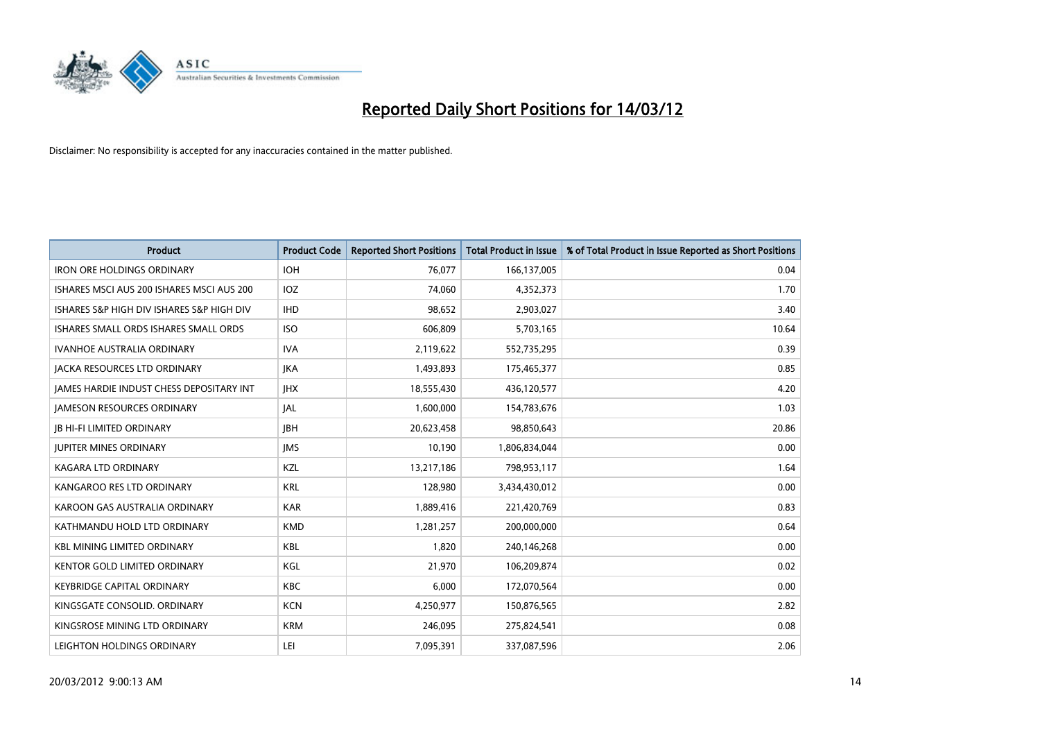# Reported Daily Short Positions for 14/03/12

Disclaimer: No responsibility is accepted for any inaccuracies contained in the matter published.

| Product | Product Code | Reported Short Positions | Total Product in Issue | % of Total Product in Issue Reported as Short Positions |
|---|---|---|---|---|
| IRON ORE HOLDINGS ORDINARY | IOH | 76,077 | 166,137,005 | 0.04 |
| ISHARES MSCI AUS 200 ISHARES MSCI AUS 200 | IOZ | 74,060 | 4,352,373 | 1.70 |
| ISHARES S&P HIGH DIV ISHARES S&P HIGH DIV | IHD | 98,652 | 2,903,027 | 3.40 |
| ISHARES SMALL ORDS ISHARES SMALL ORDS | ISO | 606,809 | 5,703,165 | 10.64 |
| IVANHOE AUSTRALIA ORDINARY | IVA | 2,119,622 | 552,735,295 | 0.39 |
| JACKA RESOURCES LTD ORDINARY | JKA | 1,493,893 | 175,465,377 | 0.85 |
| JAMES HARDIE INDUST CHESS DEPOSITARY INT | JHX | 18,555,430 | 436,120,577 | 4.20 |
| JAMESON RESOURCES ORDINARY | JAL | 1,600,000 | 154,783,676 | 1.03 |
| JB HI-FI LIMITED ORDINARY | JBH | 20,623,458 | 98,850,643 | 20.86 |
| JUPITER MINES ORDINARY | JMS | 10,190 | 1,806,834,044 | 0.00 |
| KAGARA LTD ORDINARY | KZL | 13,217,186 | 798,953,117 | 1.64 |
| KANGAROO RES LTD ORDINARY | KRL | 128,980 | 3,434,430,012 | 0.00 |
| KAROON GAS AUSTRALIA ORDINARY | KAR | 1,889,416 | 221,420,769 | 0.83 |
| KATHMANDU HOLD LTD ORDINARY | KMD | 1,281,257 | 200,000,000 | 0.64 |
| KBL MINING LIMITED ORDINARY | KBL | 1,820 | 240,146,268 | 0.00 |
| KENTOR GOLD LIMITED ORDINARY | KGL | 21,970 | 106,209,874 | 0.02 |
| KEYBRIDGE CAPITAL ORDINARY | KBC | 6,000 | 172,070,564 | 0.00 |
| KINGSGATE CONSOLID. ORDINARY | KCN | 4,250,977 | 150,876,565 | 2.82 |
| KINGSROSE MINING LTD ORDINARY | KRM | 246,095 | 275,824,541 | 0.08 |
| LEIGHTON HOLDINGS ORDINARY | LEI | 7,095,391 | 337,087,596 | 2.06 |

20/03/2012 9:00:13 AM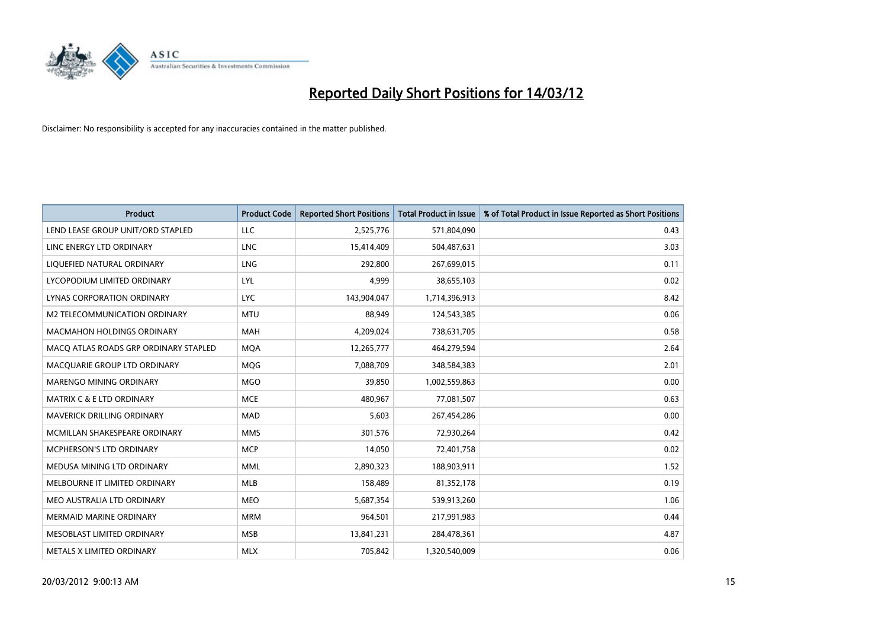# Reported Daily Short Positions for 14/03/12

Disclaimer: No responsibility is accepted for any inaccuracies contained in the matter published.

| Product | Product Code | Reported Short Positions | Total Product in Issue | % of Total Product in Issue Reported as Short Positions |
|---|---|---|---|---|
| LEND LEASE GROUP UNIT/ORD STAPLED | LLC | 2,525,776 | 571,804,090 | 0.43 |
| LINC ENERGY LTD ORDINARY | LNC | 15,414,409 | 504,487,631 | 3.03 |
| LIQUEFIED NATURAL ORDINARY | LNG | 292,800 | 267,699,015 | 0.11 |
| LYCOPODIUM LIMITED ORDINARY | LYL | 4,999 | 38,655,103 | 0.02 |
| LYNAS CORPORATION ORDINARY | LYC | 143,904,047 | 1,714,396,913 | 8.42 |
| M2 TELECOMMUNICATION ORDINARY | MTU | 88,949 | 124,543,385 | 0.06 |
| MACMAHON HOLDINGS ORDINARY | MAH | 4,209,024 | 738,631,705 | 0.58 |
| MACQ ATLAS ROADS GRP ORDINARY STAPLED | MQA | 12,265,777 | 464,279,594 | 2.64 |
| MACQUARIE GROUP LTD ORDINARY | MQG | 7,088,709 | 348,584,383 | 2.01 |
| MARENGO MINING ORDINARY | MGO | 39,850 | 1,002,559,863 | 0.00 |
| MATRIX C & E LTD ORDINARY | MCE | 480,967 | 77,081,507 | 0.63 |
| MAVERICK DRILLING ORDINARY | MAD | 5,603 | 267,454,286 | 0.00 |
| MCMILLAN SHAKESPEARE ORDINARY | MMS | 301,576 | 72,930,264 | 0.42 |
| MCPHERSON'S LTD ORDINARY | MCP | 14,050 | 72,401,758 | 0.02 |
| MEDUSA MINING LTD ORDINARY | MML | 2,890,323 | 188,903,911 | 1.52 |
| MELBOURNE IT LIMITED ORDINARY | MLB | 158,489 | 81,352,178 | 0.19 |
| MEO AUSTRALIA LTD ORDINARY | MEO | 5,687,354 | 539,913,260 | 1.06 |
| MERMAID MARINE ORDINARY | MRM | 964,501 | 217,991,983 | 0.44 |
| MESOBLAST LIMITED ORDINARY | MSB | 13,841,231 | 284,478,361 | 4.87 |
| METALS X LIMITED ORDINARY | MLX | 705,842 | 1,320,540,009 | 0.06 |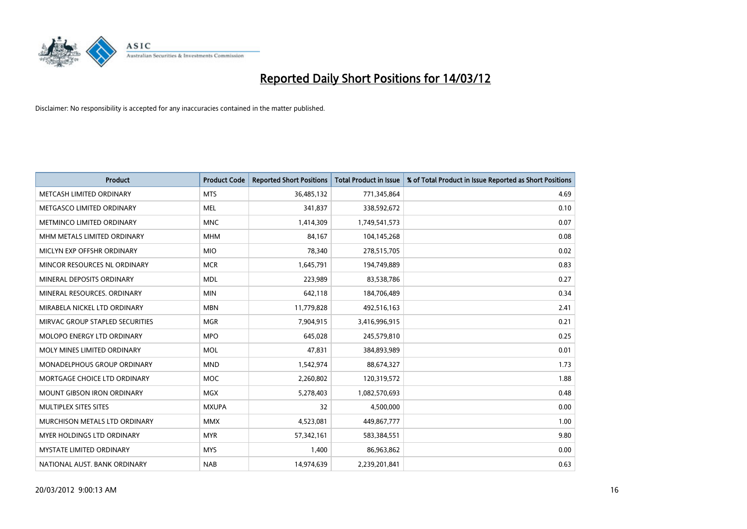# Reported Daily Short Positions for 14/03/12

Disclaimer: No responsibility is accepted for any inaccuracies contained in the matter published.

| Product | Product Code | Reported Short Positions | Total Product in Issue | % of Total Product in Issue Reported as Short Positions |
|---|---|---|---|---|
| METCASH LIMITED ORDINARY | MTS | 36,485,132 | 771,345,864 | 4.69 |
| METGASCO LIMITED ORDINARY | MEL | 341,837 | 338,592,672 | 0.10 |
| METMINCO LIMITED ORDINARY | MNC | 1,414,309 | 1,749,541,573 | 0.07 |
| MHM METALS LIMITED ORDINARY | MHM | 84,167 | 104,145,268 | 0.08 |
| MICLYN EXP OFFSHR ORDINARY | MIO | 78,340 | 278,515,705 | 0.02 |
| MINCOR RESOURCES NL ORDINARY | MCR | 1,645,791 | 194,749,889 | 0.83 |
| MINERAL DEPOSITS ORDINARY | MDL | 223,989 | 83,538,786 | 0.27 |
| MINERAL RESOURCES. ORDINARY | MIN | 642,118 | 184,706,489 | 0.34 |
| MIRABELA NICKEL LTD ORDINARY | MBN | 11,779,828 | 492,516,163 | 2.41 |
| MIRVAC GROUP STAPLED SECURITIES | MGR | 7,904,915 | 3,416,996,915 | 0.21 |
| MOLOPO ENERGY LTD ORDINARY | MPO | 645,028 | 245,579,810 | 0.25 |
| MOLY MINES LIMITED ORDINARY | MOL | 47,831 | 384,893,989 | 0.01 |
| MONADELPHOUS GROUP ORDINARY | MND | 1,542,974 | 88,674,327 | 1.73 |
| MORTGAGE CHOICE LTD ORDINARY | MOC | 2,260,802 | 120,319,572 | 1.88 |
| MOUNT GIBSON IRON ORDINARY | MGX | 5,278,403 | 1,082,570,693 | 0.48 |
| MULTIPLEX SITES SITES | MXUPA | 32 | 4,500,000 | 0.00 |
| MURCHISON METALS LTD ORDINARY | MMX | 4,523,081 | 449,867,777 | 1.00 |
| MYER HOLDINGS LTD ORDINARY | MYR | 57,342,161 | 583,384,551 | 9.80 |
| MYSTATE LIMITED ORDINARY | MYS | 1,400 | 86,963,862 | 0.00 |
| NATIONAL AUST. BANK ORDINARY | NAB | 14,974,639 | 2,239,201,841 | 0.63 |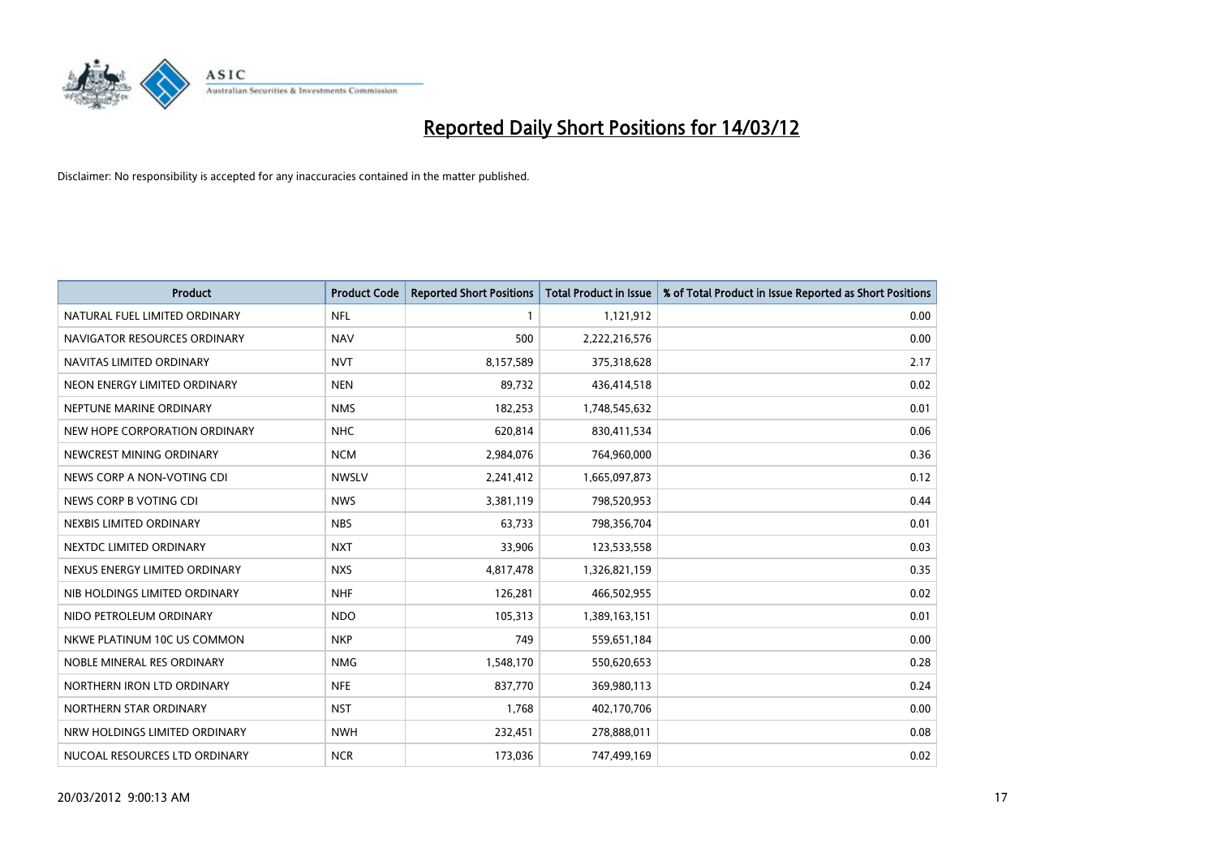# Reported Daily Short Positions for 14/03/12

Disclaimer: No responsibility is accepted for any inaccuracies contained in the matter published.

| Product | Product Code | Reported Short Positions | Total Product in Issue | % of Total Product in Issue Reported as Short Positions |
|---|---|---|---|---|
| NATURAL FUEL LIMITED ORDINARY | NFL | 1 | 1,121,912 | 0.00 |
| NAVIGATOR RESOURCES ORDINARY | NAV | 500 | 2,222,216,576 | 0.00 |
| NAVITAS LIMITED ORDINARY | NVT | 8,157,589 | 375,318,628 | 2.17 |
| NEON ENERGY LIMITED ORDINARY | NEN | 89,732 | 436,414,518 | 0.02 |
| NEPTUNE MARINE ORDINARY | NMS | 182,253 | 1,748,545,632 | 0.01 |
| NEW HOPE CORPORATION ORDINARY | NHC | 620,814 | 830,411,534 | 0.06 |
| NEWCREST MINING ORDINARY | NCM | 2,984,076 | 764,960,000 | 0.36 |
| NEWS CORP A NON-VOTING CDI | NWSLV | 2,241,412 | 1,665,097,873 | 0.12 |
| NEWS CORP B VOTING CDI | NWS | 3,381,119 | 798,520,953 | 0.44 |
| NEXBIS LIMITED ORDINARY | NBS | 63,733 | 798,356,704 | 0.01 |
| NEXTDC LIMITED ORDINARY | NXT | 33,906 | 123,533,558 | 0.03 |
| NEXUS ENERGY LIMITED ORDINARY | NXS | 4,817,478 | 1,326,821,159 | 0.35 |
| NIB HOLDINGS LIMITED ORDINARY | NHF | 126,281 | 466,502,955 | 0.02 |
| NIDO PETROLEUM ORDINARY | NDO | 105,313 | 1,389,163,151 | 0.01 |
| NKWE PLATINUM 10C US COMMON | NKP | 749 | 559,651,184 | 0.00 |
| NOBLE MINERAL RES ORDINARY | NMG | 1,548,170 | 550,620,653 | 0.28 |
| NORTHERN IRON LTD ORDINARY | NFE | 837,770 | 369,980,113 | 0.24 |
| NORTHERN STAR ORDINARY | NST | 1,768 | 402,170,706 | 0.00 |
| NRW HOLDINGS LIMITED ORDINARY | NWH | 232,451 | 278,888,011 | 0.08 |
| NUCOAL RESOURCES LTD ORDINARY | NCR | 173,036 | 747,499,169 | 0.02 |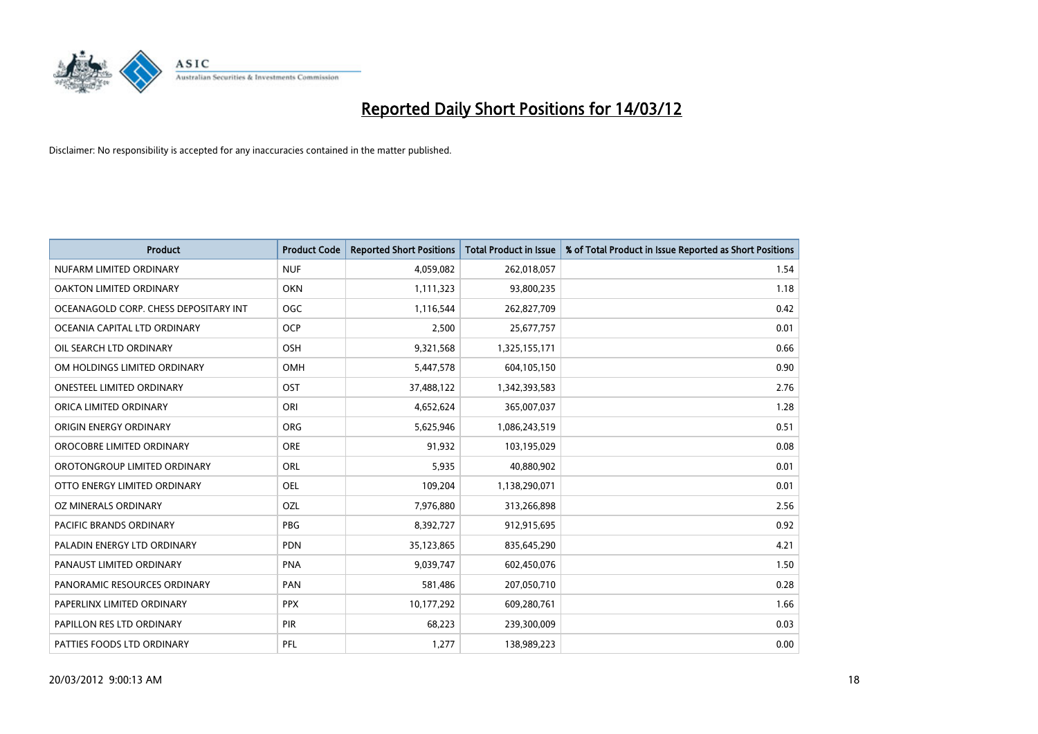# Reported Daily Short Positions for 14/03/12

Disclaimer: No responsibility is accepted for any inaccuracies contained in the matter published.

| Product | Product Code | Reported Short Positions | Total Product in Issue | % of Total Product in Issue Reported as Short Positions |
|---|---|---|---|---|
| NUFARM LIMITED ORDINARY | NUF | 4,059,082 | 262,018,057 | 1.54 |
| OAKTON LIMITED ORDINARY | OKN | 1,111,323 | 93,800,235 | 1.18 |
| OCEANAGOLD CORP. CHESS DEPOSITARY INT | OGC | 1,116,544 | 262,827,709 | 0.42 |
| OCEANIA CAPITAL LTD ORDINARY | OCP | 2,500 | 25,677,757 | 0.01 |
| OIL SEARCH LTD ORDINARY | OSH | 9,321,568 | 1,325,155,171 | 0.66 |
| OM HOLDINGS LIMITED ORDINARY | OMH | 5,447,578 | 604,105,150 | 0.90 |
| ONESTEEL LIMITED ORDINARY | OST | 37,488,122 | 1,342,393,583 | 2.76 |
| ORICA LIMITED ORDINARY | ORI | 4,652,624 | 365,007,037 | 1.28 |
| ORIGIN ENERGY ORDINARY | ORG | 5,625,946 | 1,086,243,519 | 0.51 |
| OROCOBRE LIMITED ORDINARY | ORE | 91,932 | 103,195,029 | 0.08 |
| OROTONGROUP LIMITED ORDINARY | ORL | 5,935 | 40,880,902 | 0.01 |
| OTTO ENERGY LIMITED ORDINARY | OEL | 109,204 | 1,138,290,071 | 0.01 |
| OZ MINERALS ORDINARY | OZL | 7,976,880 | 313,266,898 | 2.56 |
| PACIFIC BRANDS ORDINARY | PBG | 8,392,727 | 912,915,695 | 0.92 |
| PALADIN ENERGY LTD ORDINARY | PDN | 35,123,865 | 835,645,290 | 4.21 |
| PANAUST LIMITED ORDINARY | PNA | 9,039,747 | 602,450,076 | 1.50 |
| PANORAMIC RESOURCES ORDINARY | PAN | 581,486 | 207,050,710 | 0.28 |
| PAPERLINX LIMITED ORDINARY | PPX | 10,177,292 | 609,280,761 | 1.66 |
| PAPILLON RES LTD ORDINARY | PIR | 68,223 | 239,300,009 | 0.03 |
| PATTIES FOODS LTD ORDINARY | PFL | 1,277 | 138,989,223 | 0.00 |

20/03/2012 9:00:13 AM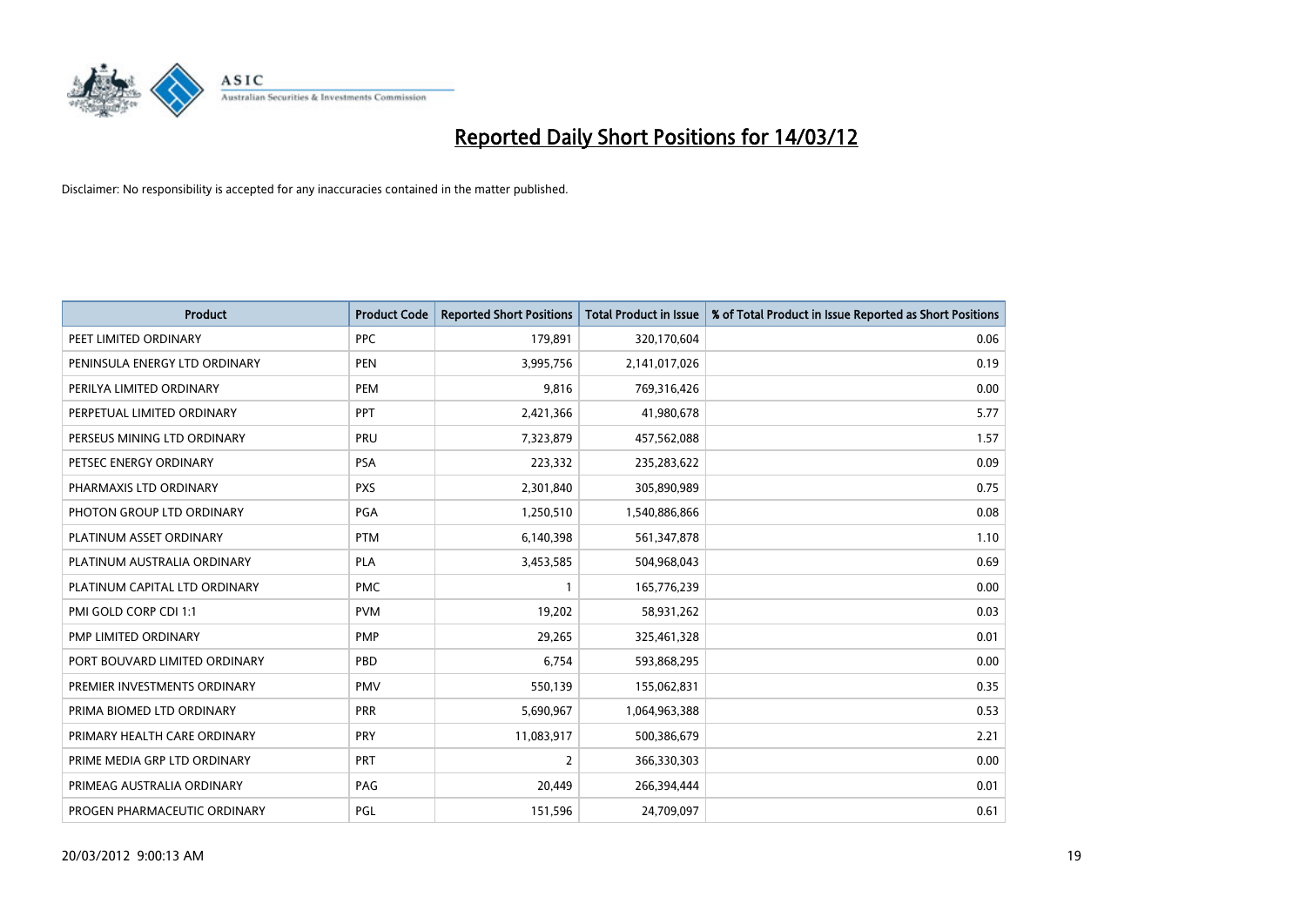# Reported Daily Short Positions for 14/03/12

Disclaimer: No responsibility is accepted for any inaccuracies contained in the matter published.

| Product | Product Code | Reported Short Positions | Total Product in Issue | % of Total Product in Issue Reported as Short Positions |
|---|---|---|---|---|
| PEET LIMITED ORDINARY | PPC | 179,891 | 320,170,604 | 0.06 |
| PENINSULA ENERGY LTD ORDINARY | PEN | 3,995,756 | 2,141,017,026 | 0.19 |
| PERILYA LIMITED ORDINARY | PEM | 9,816 | 769,316,426 | 0.00 |
| PERPETUAL LIMITED ORDINARY | PPT | 2,421,366 | 41,980,678 | 5.77 |
| PERSEUS MINING LTD ORDINARY | PRU | 7,323,879 | 457,562,088 | 1.57 |
| PETSEC ENERGY ORDINARY | PSA | 223,332 | 235,283,622 | 0.09 |
| PHARMAXIS LTD ORDINARY | PXS | 2,301,840 | 305,890,989 | 0.75 |
| PHOTON GROUP LTD ORDINARY | PGA | 1,250,510 | 1,540,886,866 | 0.08 |
| PLATINUM ASSET ORDINARY | PTM | 6,140,398 | 561,347,878 | 1.10 |
| PLATINUM AUSTRALIA ORDINARY | PLA | 3,453,585 | 504,968,043 | 0.69 |
| PLATINUM CAPITAL LTD ORDINARY | PMC | 1 | 165,776,239 | 0.00 |
| PMI GOLD CORP CDI 1:1 | PVM | 19,202 | 58,931,262 | 0.03 |
| PMP LIMITED ORDINARY | PMP | 29,265 | 325,461,328 | 0.01 |
| PORT BOUVARD LIMITED ORDINARY | PBD | 6,754 | 593,868,295 | 0.00 |
| PREMIER INVESTMENTS ORDINARY | PMV | 550,139 | 155,062,831 | 0.35 |
| PRIMA BIOMED LTD ORDINARY | PRR | 5,690,967 | 1,064,963,388 | 0.53 |
| PRIMARY HEALTH CARE ORDINARY | PRY | 11,083,917 | 500,386,679 | 2.21 |
| PRIME MEDIA GRP LTD ORDINARY | PRT | 2 | 366,330,303 | 0.00 |
| PRIMEAG AUSTRALIA ORDINARY | PAG | 20,449 | 266,394,444 | 0.01 |
| PROGEN PHARMACEUTIC ORDINARY | PGL | 151,596 | 24,709,097 | 0.61 |

20/03/2012 9:00:13 AM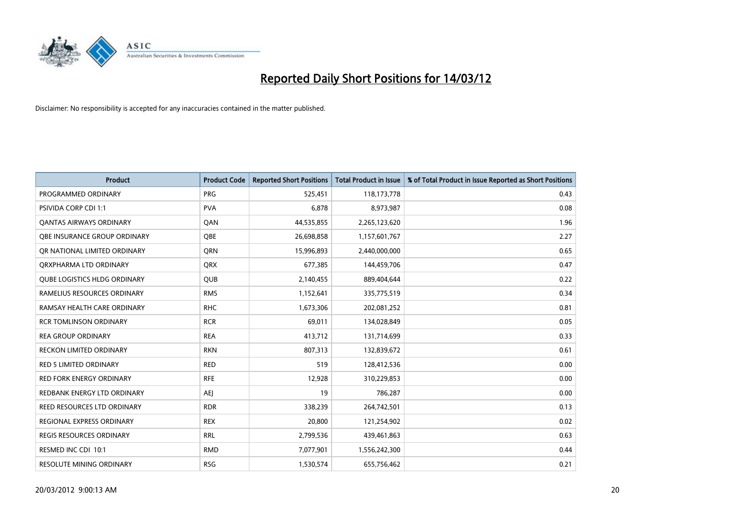# Reported Daily Short Positions for 14/03/12

Disclaimer: No responsibility is accepted for any inaccuracies contained in the matter published.

| Product | Product Code | Reported Short Positions | Total Product in Issue | % of Total Product in Issue Reported as Short Positions |
|---|---|---|---|---|
| PROGRAMMED ORDINARY | PRG | 525,451 | 118,173,778 | 0.43 |
| PSIVIDA CORP CDI 1:1 | PVA | 6,878 | 8,973,987 | 0.08 |
| QANTAS AIRWAYS ORDINARY | QAN | 44,535,855 | 2,265,123,620 | 1.96 |
| QBE INSURANCE GROUP ORDINARY | QBE | 26,698,858 | 1,157,601,767 | 2.27 |
| QR NATIONAL LIMITED ORDINARY | QRN | 15,996,893 | 2,440,000,000 | 0.65 |
| QRXPHARMA LTD ORDINARY | QRX | 677,385 | 144,459,706 | 0.47 |
| QUBE LOGISTICS HLDG ORDINARY | QUB | 2,140,455 | 889,404,644 | 0.22 |
| RAMELIUS RESOURCES ORDINARY | RMS | 1,152,641 | 335,775,519 | 0.34 |
| RAMSAY HEALTH CARE ORDINARY | RHC | 1,673,306 | 202,081,252 | 0.81 |
| RCR TOMLINSON ORDINARY | RCR | 69,011 | 134,028,849 | 0.05 |
| REA GROUP ORDINARY | REA | 413,712 | 131,714,699 | 0.33 |
| RECKON LIMITED ORDINARY | RKN | 807,313 | 132,839,672 | 0.61 |
| RED 5 LIMITED ORDINARY | RED | 519 | 128,412,536 | 0.00 |
| RED FORK ENERGY ORDINARY | RFE | 12,928 | 310,229,853 | 0.00 |
| REDBANK ENERGY LTD ORDINARY | AEJ | 19 | 786,287 | 0.00 |
| REED RESOURCES LTD ORDINARY | RDR | 338,239 | 264,742,501 | 0.13 |
| REGIONAL EXPRESS ORDINARY | REX | 20,800 | 121,254,902 | 0.02 |
| REGIS RESOURCES ORDINARY | RRL | 2,799,536 | 439,461,863 | 0.63 |
| RESMED INC CDI 10:1 | RMD | 7,077,901 | 1,556,242,300 | 0.44 |
| RESOLUTE MINING ORDINARY | RSG | 1,530,574 | 655,756,462 | 0.21 |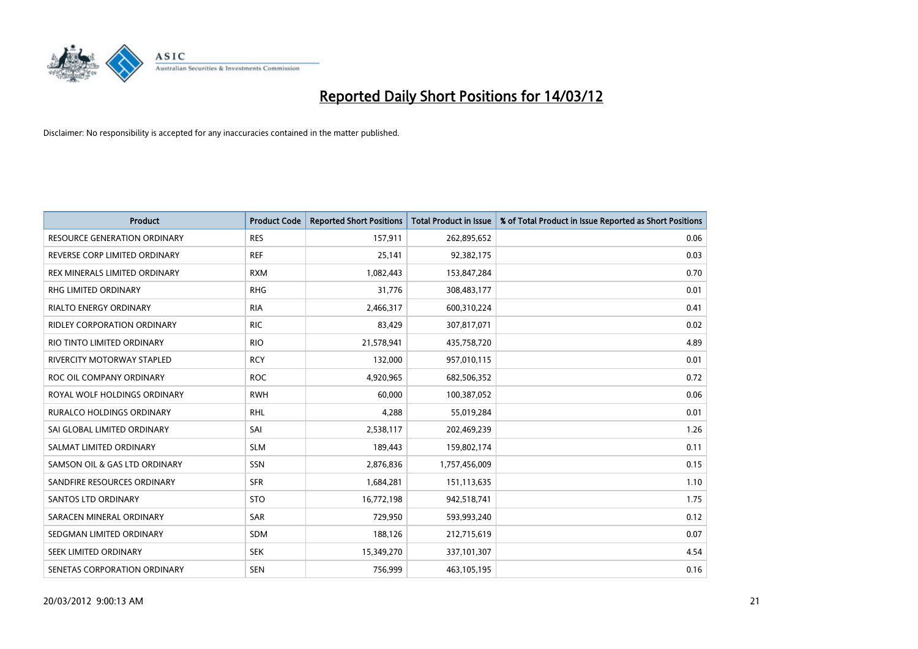# Reported Daily Short Positions for 14/03/12

Disclaimer: No responsibility is accepted for any inaccuracies contained in the matter published.

| Product | Product Code | Reported Short Positions | Total Product in Issue | % of Total Product in Issue Reported as Short Positions |
|---|---|---|---|---|
| RESOURCE GENERATION ORDINARY | RES | 157,911 | 262,895,652 | 0.06 |
| REVERSE CORP LIMITED ORDINARY | REF | 25,141 | 92,382,175 | 0.03 |
| REX MINERALS LIMITED ORDINARY | RXM | 1,082,443 | 153,847,284 | 0.70 |
| RHG LIMITED ORDINARY | RHG | 31,776 | 308,483,177 | 0.01 |
| RIALTO ENERGY ORDINARY | RIA | 2,466,317 | 600,310,224 | 0.41 |
| RIDLEY CORPORATION ORDINARY | RIC | 83,429 | 307,817,071 | 0.02 |
| RIO TINTO LIMITED ORDINARY | RIO | 21,578,941 | 435,758,720 | 4.89 |
| RIVERCITY MOTORWAY STAPLED | RCY | 132,000 | 957,010,115 | 0.01 |
| ROC OIL COMPANY ORDINARY | ROC | 4,920,965 | 682,506,352 | 0.72 |
| ROYAL WOLF HOLDINGS ORDINARY | RWH | 60,000 | 100,387,052 | 0.06 |
| RURALCO HOLDINGS ORDINARY | RHL | 4,288 | 55,019,284 | 0.01 |
| SAI GLOBAL LIMITED ORDINARY | SAI | 2,538,117 | 202,469,239 | 1.26 |
| SALMAT LIMITED ORDINARY | SLM | 189,443 | 159,802,174 | 0.11 |
| SAMSON OIL & GAS LTD ORDINARY | SSN | 2,876,836 | 1,757,456,009 | 0.15 |
| SANDFIRE RESOURCES ORDINARY | SFR | 1,684,281 | 151,113,635 | 1.10 |
| SANTOS LTD ORDINARY | STO | 16,772,198 | 942,518,741 | 1.75 |
| SARACEN MINERAL ORDINARY | SAR | 729,950 | 593,993,240 | 0.12 |
| SEDGMAN LIMITED ORDINARY | SDM | 188,126 | 212,715,619 | 0.07 |
| SEEK LIMITED ORDINARY | SEK | 15,349,270 | 337,101,307 | 4.54 |
| SENETAS CORPORATION ORDINARY | SEN | 756,999 | 463,105,195 | 0.16 |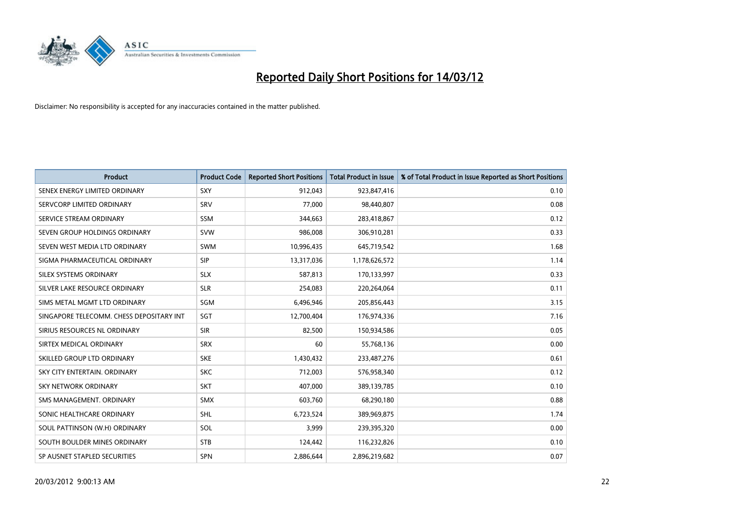# Reported Daily Short Positions for 14/03/12

Disclaimer: No responsibility is accepted for any inaccuracies contained in the matter published.

| Product | Product Code | Reported Short Positions | Total Product in Issue | % of Total Product in Issue Reported as Short Positions |
|---|---|---|---|---|
| SENEX ENERGY LIMITED ORDINARY | SXY | 912,043 | 923,847,416 | 0.10 |
| SERVCORP LIMITED ORDINARY | SRV | 77,000 | 98,440,807 | 0.08 |
| SERVICE STREAM ORDINARY | SSM | 344,663 | 283,418,867 | 0.12 |
| SEVEN GROUP HOLDINGS ORDINARY | SVW | 986,008 | 306,910,281 | 0.33 |
| SEVEN WEST MEDIA LTD ORDINARY | SWM | 10,996,435 | 645,719,542 | 1.68 |
| SIGMA PHARMACEUTICAL ORDINARY | SIP | 13,317,036 | 1,178,626,572 | 1.14 |
| SILEX SYSTEMS ORDINARY | SLX | 587,813 | 170,133,997 | 0.33 |
| SILVER LAKE RESOURCE ORDINARY | SLR | 254,083 | 220,264,064 | 0.11 |
| SIMS METAL MGMT LTD ORDINARY | SGM | 6,496,946 | 205,856,443 | 3.15 |
| SINGAPORE TELECOMM. CHESS DEPOSITARY INT | SGT | 12,700,404 | 176,974,336 | 7.16 |
| SIRIUS RESOURCES NL ORDINARY | SIR | 82,500 | 150,934,586 | 0.05 |
| SIRTEX MEDICAL ORDINARY | SRX | 60 | 55,768,136 | 0.00 |
| SKILLED GROUP LTD ORDINARY | SKE | 1,430,432 | 233,487,276 | 0.61 |
| SKY CITY ENTERTAIN. ORDINARY | SKC | 712,003 | 576,958,340 | 0.12 |
| SKY NETWORK ORDINARY | SKT | 407,000 | 389,139,785 | 0.10 |
| SMS MANAGEMENT. ORDINARY | SMX | 603,760 | 68,290,180 | 0.88 |
| SONIC HEALTHCARE ORDINARY | SHL | 6,723,524 | 389,969,875 | 1.74 |
| SOUL PATTINSON (W.H) ORDINARY | SOL | 3,999 | 239,395,320 | 0.00 |
| SOUTH BOULDER MINES ORDINARY | STB | 124,442 | 116,232,826 | 0.10 |
| SP AUSNET STAPLED SECURITIES | SPN | 2,886,644 | 2,896,219,682 | 0.07 |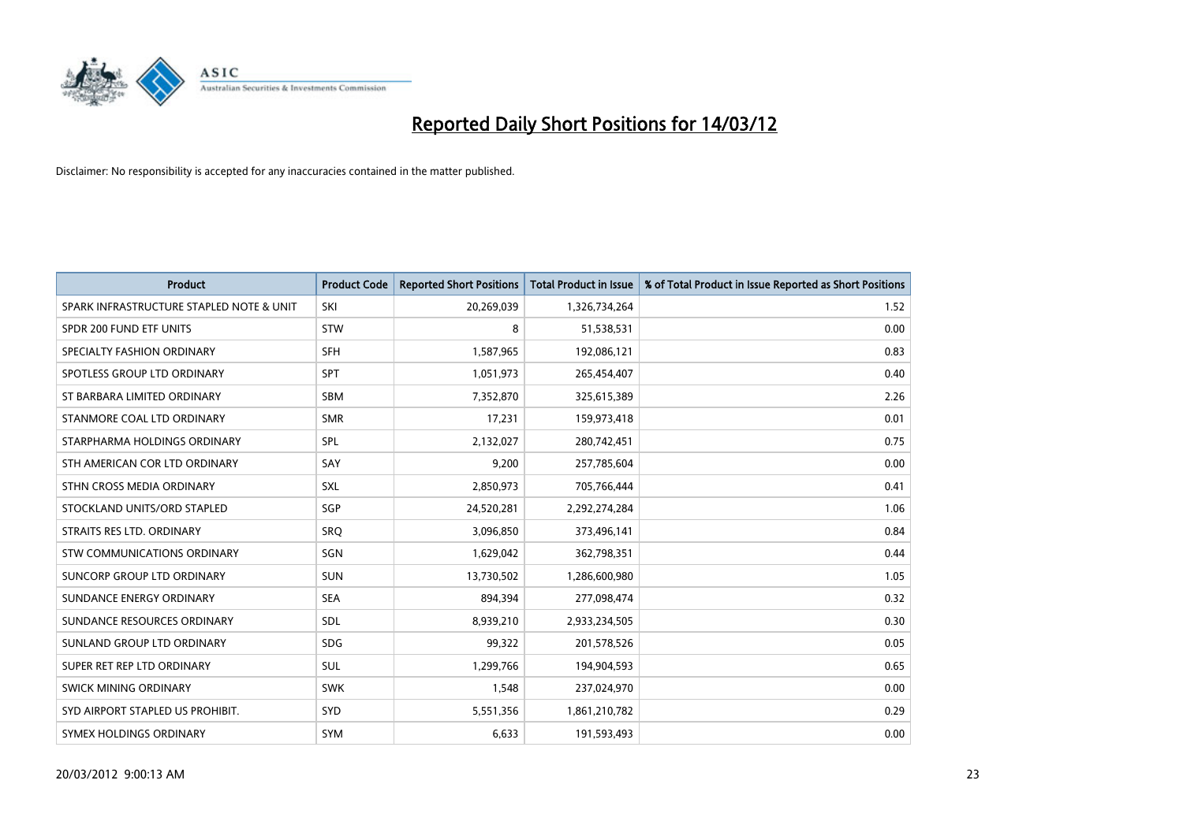# Reported Daily Short Positions for 14/03/12

Disclaimer: No responsibility is accepted for any inaccuracies contained in the matter published.

| Product | Product Code | Reported Short Positions | Total Product in Issue | % of Total Product in Issue Reported as Short Positions |
|---|---|---|---|---|
| SPARK INFRASTRUCTURE STAPLED NOTE & UNIT | SKI | 20,269,039 | 1,326,734,264 | 1.52 |
| SPDR 200 FUND ETF UNITS | STW | 8 | 51,538,531 | 0.00 |
| SPECIALTY FASHION ORDINARY | SFH | 1,587,965 | 192,086,121 | 0.83 |
| SPOTLESS GROUP LTD ORDINARY | SPT | 1,051,973 | 265,454,407 | 0.40 |
| ST BARBARA LIMITED ORDINARY | SBM | 7,352,870 | 325,615,389 | 2.26 |
| STANMORE COAL LTD ORDINARY | SMR | 17,231 | 159,973,418 | 0.01 |
| STARPHARMA HOLDINGS ORDINARY | SPL | 2,132,027 | 280,742,451 | 0.75 |
| STH AMERICAN COR LTD ORDINARY | SAY | 9,200 | 257,785,604 | 0.00 |
| STHN CROSS MEDIA ORDINARY | SXL | 2,850,973 | 705,766,444 | 0.41 |
| STOCKLAND UNITS/ORD STAPLED | SGP | 24,520,281 | 2,292,274,284 | 1.06 |
| STRAITS RES LTD. ORDINARY | SRQ | 3,096,850 | 373,496,141 | 0.84 |
| STW COMMUNICATIONS ORDINARY | SGN | 1,629,042 | 362,798,351 | 0.44 |
| SUNCORP GROUP LTD ORDINARY | SUN | 13,730,502 | 1,286,600,980 | 1.05 |
| SUNDANCE ENERGY ORDINARY | SEA | 894,394 | 277,098,474 | 0.32 |
| SUNDANCE RESOURCES ORDINARY | SDL | 8,939,210 | 2,933,234,505 | 0.30 |
| SUNLAND GROUP LTD ORDINARY | SDG | 99,322 | 201,578,526 | 0.05 |
| SUPER RET REP LTD ORDINARY | SUL | 1,299,766 | 194,904,593 | 0.65 |
| SWICK MINING ORDINARY | SWK | 1,548 | 237,024,970 | 0.00 |
| SYD AIRPORT STAPLED US PROHIBIT. | SYD | 5,551,356 | 1,861,210,782 | 0.29 |
| SYMEX HOLDINGS ORDINARY | SYM | 6,633 | 191,593,493 | 0.00 |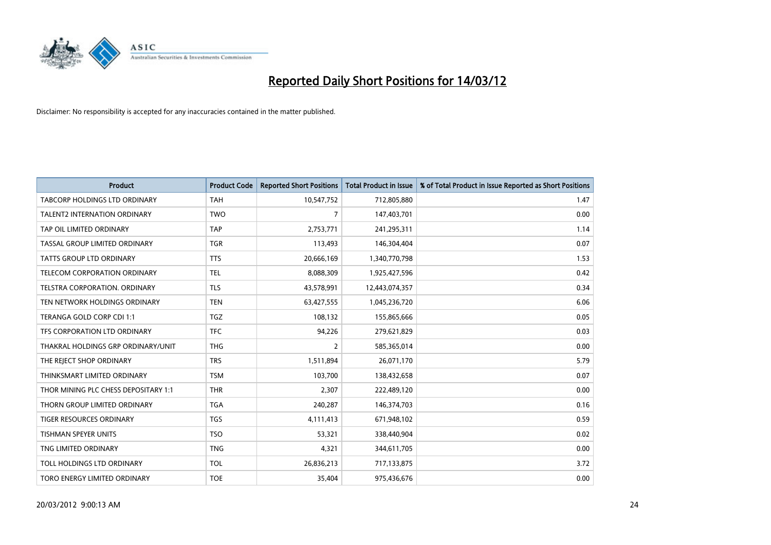# Reported Daily Short Positions for 14/03/12

Disclaimer: No responsibility is accepted for any inaccuracies contained in the matter published.

| Product | Product Code | Reported Short Positions | Total Product in Issue | % of Total Product in Issue Reported as Short Positions |
|---|---|---|---|---|
| TABCORP HOLDINGS LTD ORDINARY | TAH | 10,547,752 | 712,805,880 | 1.47 |
| TALENT2 INTERNATION ORDINARY | TWO | 7 | 147,403,701 | 0.00 |
| TAP OIL LIMITED ORDINARY | TAP | 2,753,771 | 241,295,311 | 1.14 |
| TASSAL GROUP LIMITED ORDINARY | TGR | 113,493 | 146,304,404 | 0.07 |
| TATTS GROUP LTD ORDINARY | TTS | 20,666,169 | 1,340,770,798 | 1.53 |
| TELECOM CORPORATION ORDINARY | TEL | 8,088,309 | 1,925,427,596 | 0.42 |
| TELSTRA CORPORATION. ORDINARY | TLS | 43,578,991 | 12,443,074,357 | 0.34 |
| TEN NETWORK HOLDINGS ORDINARY | TEN | 63,427,555 | 1,045,236,720 | 6.06 |
| TERANGA GOLD CORP CDI 1:1 | TGZ | 108,132 | 155,865,666 | 0.05 |
| TFS CORPORATION LTD ORDINARY | TFC | 94,226 | 279,621,829 | 0.03 |
| THAKRAL HOLDINGS GRP ORDINARY/UNIT | THG | 2 | 585,365,014 | 0.00 |
| THE REJECT SHOP ORDINARY | TRS | 1,511,894 | 26,071,170 | 5.79 |
| THINKSMART LIMITED ORDINARY | TSM | 103,700 | 138,432,658 | 0.07 |
| THOR MINING PLC CHESS DEPOSITARY 1:1 | THR | 2,307 | 222,489,120 | 0.00 |
| THORN GROUP LIMITED ORDINARY | TGA | 240,287 | 146,374,703 | 0.16 |
| TIGER RESOURCES ORDINARY | TGS | 4,111,413 | 671,948,102 | 0.59 |
| TISHMAN SPEYER UNITS | TSO | 53,321 | 338,440,904 | 0.02 |
| TNG LIMITED ORDINARY | TNG | 4,321 | 344,611,705 | 0.00 |
| TOLL HOLDINGS LTD ORDINARY | TOL | 26,836,213 | 717,133,875 | 3.72 |
| TORO ENERGY LIMITED ORDINARY | TOE | 35,404 | 975,436,676 | 0.00 |

20/03/2012 9:00:13 AM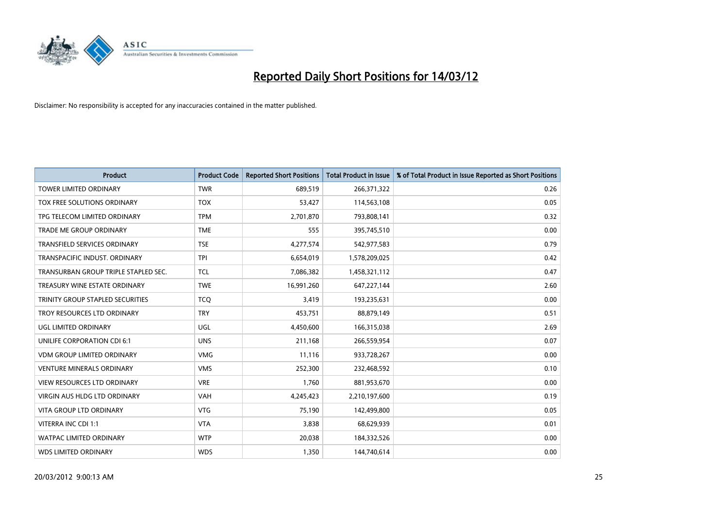# Reported Daily Short Positions for 14/03/12

Disclaimer: No responsibility is accepted for any inaccuracies contained in the matter published.

| Product | Product Code | Reported Short Positions | Total Product in Issue | % of Total Product in Issue Reported as Short Positions |
| --- | --- | --- | --- | --- |
| TOWER LIMITED ORDINARY | TWR | 689,519 | 266,371,322 | 0.26 |
| TOX FREE SOLUTIONS ORDINARY | TOX | 53,427 | 114,563,108 | 0.05 |
| TPG TELECOM LIMITED ORDINARY | TPM | 2,701,870 | 793,808,141 | 0.32 |
| TRADE ME GROUP ORDINARY | TME | 555 | 395,745,510 | 0.00 |
| TRANSFIELD SERVICES ORDINARY | TSE | 4,277,574 | 542,977,583 | 0.79 |
| TRANSPACIFIC INDUST. ORDINARY | TPI | 6,654,019 | 1,578,209,025 | 0.42 |
| TRANSURBAN GROUP TRIPLE STAPLED SEC. | TCL | 7,086,382 | 1,458,321,112 | 0.47 |
| TREASURY WINE ESTATE ORDINARY | TWE | 16,991,260 | 647,227,144 | 2.60 |
| TRINITY GROUP STAPLED SECURITIES | TCQ | 3,419 | 193,235,631 | 0.00 |
| TROY RESOURCES LTD ORDINARY | TRY | 453,751 | 88,879,149 | 0.51 |
| UGL LIMITED ORDINARY | UGL | 4,450,600 | 166,315,038 | 2.69 |
| UNILIFE CORPORATION CDI 6:1 | UNS | 211,168 | 266,559,954 | 0.07 |
| VDM GROUP LIMITED ORDINARY | VMG | 11,116 | 933,728,267 | 0.00 |
| VENTURE MINERALS ORDINARY | VMS | 252,300 | 232,468,592 | 0.10 |
| VIEW RESOURCES LTD ORDINARY | VRE | 1,760 | 881,953,670 | 0.00 |
| VIRGIN AUS HLDG LTD ORDINARY | VAH | 4,245,423 | 2,210,197,600 | 0.19 |
| VITA GROUP LTD ORDINARY | VTG | 75,190 | 142,499,800 | 0.05 |
| VITERRA INC CDI 1:1 | VTA | 3,838 | 68,629,939 | 0.01 |
| WATPAC LIMITED ORDINARY | WTP | 20,038 | 184,332,526 | 0.00 |
| WDS LIMITED ORDINARY | WDS | 1,350 | 144,740,614 | 0.00 |

20/03/2012 9:00:13 AM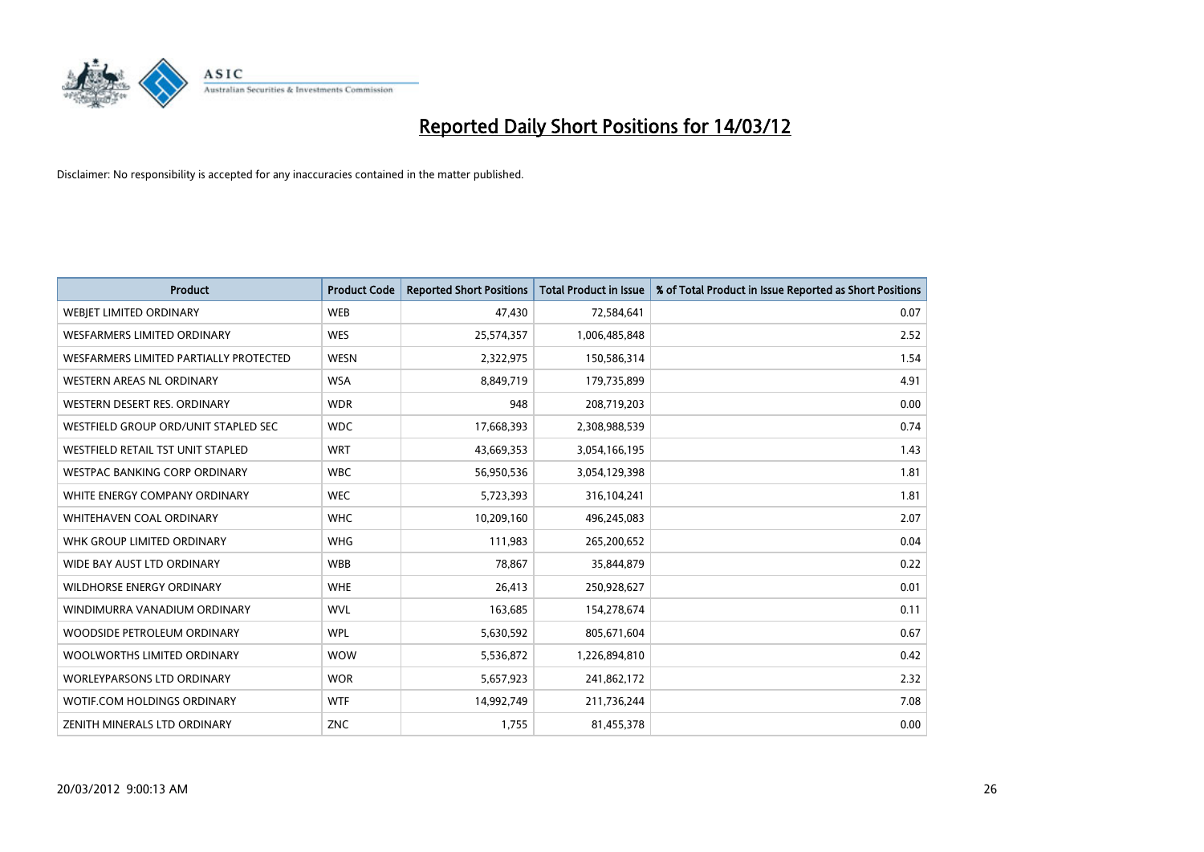# Reported Daily Short Positions for 14/03/12

Disclaimer: No responsibility is accepted for any inaccuracies contained in the matter published.

| Product | Product Code | Reported Short Positions | Total Product in Issue | % of Total Product in Issue Reported as Short Positions |
|---|---|---|---|---|
| WEBJET LIMITED ORDINARY | WEB | 47,430 | 72,584,641 | 0.07 |
| WESFARMERS LIMITED ORDINARY | WES | 25,574,357 | 1,006,485,848 | 2.52 |
| WESFARMERS LIMITED PARTIALLY PROTECTED | WESN | 2,322,975 | 150,586,314 | 1.54 |
| WESTERN AREAS NL ORDINARY | WSA | 8,849,719 | 179,735,899 | 4.91 |
| WESTERN DESERT RES. ORDINARY | WDR | 948 | 208,719,203 | 0.00 |
| WESTFIELD GROUP ORD/UNIT STAPLED SEC | WDC | 17,668,393 | 2,308,988,539 | 0.74 |
| WESTFIELD RETAIL TST UNIT STAPLED | WRT | 43,669,353 | 3,054,166,195 | 1.43 |
| WESTPAC BANKING CORP ORDINARY | WBC | 56,950,536 | 3,054,129,398 | 1.81 |
| WHITE ENERGY COMPANY ORDINARY | WEC | 5,723,393 | 316,104,241 | 1.81 |
| WHITEHAVEN COAL ORDINARY | WHC | 10,209,160 | 496,245,083 | 2.07 |
| WHK GROUP LIMITED ORDINARY | WHG | 111,983 | 265,200,652 | 0.04 |
| WIDE BAY AUST LTD ORDINARY | WBB | 78,867 | 35,844,879 | 0.22 |
| WILDHORSE ENERGY ORDINARY | WHE | 26,413 | 250,928,627 | 0.01 |
| WINDIMURRA VANADIUM ORDINARY | WVL | 163,685 | 154,278,674 | 0.11 |
| WOODSIDE PETROLEUM ORDINARY | WPL | 5,630,592 | 805,671,604 | 0.67 |
| WOOLWORTHS LIMITED ORDINARY | WOW | 5,536,872 | 1,226,894,810 | 0.42 |
| WORLEYPARSONS LTD ORDINARY | WOR | 5,657,923 | 241,862,172 | 2.32 |
| WOTIF.COM HOLDINGS ORDINARY | WTF | 14,992,749 | 211,736,244 | 7.08 |
| ZENITH MINERALS LTD ORDINARY | ZNC | 1,755 | 81,455,378 | 0.00 |